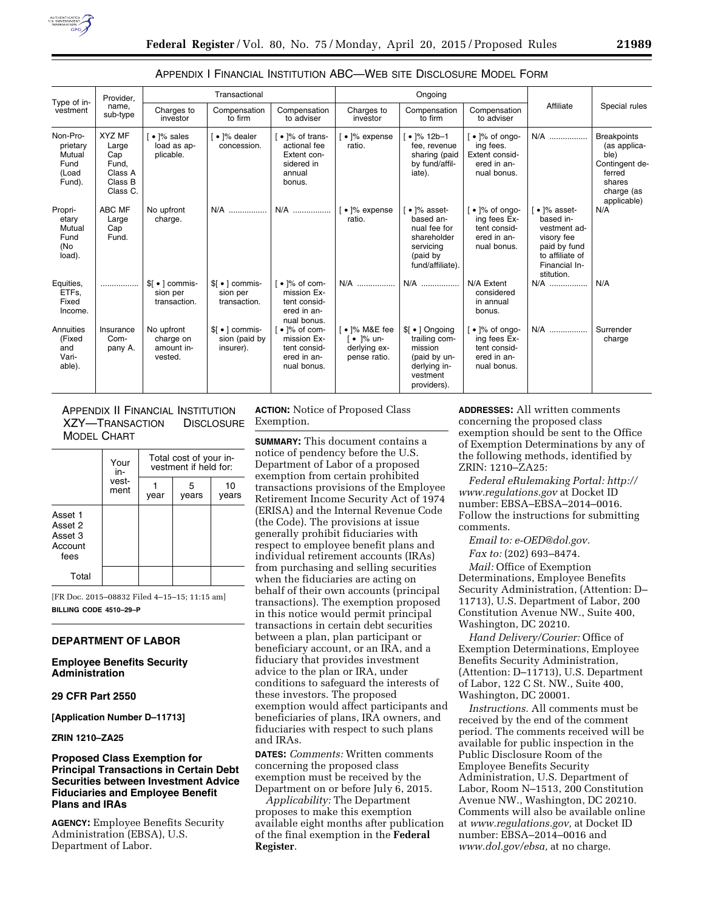### APPENDIX I FINANCIAL INSTITUTION ABC—WEB SITE DISCLOSURE MODEL FORM

| Type of investment | Provider, name, sub-type | Transactional | | | Ongoing | | | Affiliate | Special rules |
|---|---|---|---|---|---|---|---|---|---|
| | | Charges to investor | Compensation to firm | Compensation to adviser | Charges to investor | Compensation to firm | Compensation to adviser | | |
| Non-Proprietary Mutual Fund (Load Fund). | XYZ MF Large Cap Fund, Class A Class B Class C. | [ • ]% sales load as applicable. | [ • ]% dealer concession. | [ • ]% of transactional fee Extent considered in annual bonus. | [ • ]% expense ratio. | [ • ]% 12b–1 fee, revenue sharing (paid by fund/affiliate). | [ • ]% of ongoing fees. Extent considered in annual bonus. | N/A | Breakpoints (as applicable) Contingent deferred shares charge (as applicable) |
| Proprietary Mutual Fund (No load). | ABC MF Large Cap Fund. | No upfront charge. | N/A | N/A | [ • ]% expense ratio. | [ • ]% asset-based annual fee for shareholder servicing (paid by fund/affiliate). | [ • ]% of ongoing fees Extent considered in annual bonus. | [ • ]% asset-based investment advisory fee paid by fund to affiliate of Financial Institution. | N/A |
| Equities, ETFs, Fixed Income. | | $[ • ] commission per transaction. | $[ • ] commission per transaction. | [ • ]% of commission Extent considered in annual bonus. | N/A | N/A | N/A Extent considered in annual bonus. | N/A | N/A |
| Annuities (Fixed and Variable). | Insurance Company A. | No upfront charge on amount invested. | $[ • ] commission (paid by insurer). | [ • ]% of commission Extent considered in annual bonus. | [ • ]% M&E fee [ • ]% underlying expense ratio. | $[ • ] Ongoing trailing commission (paid by underlying investment providers). | [ • ]% of ongoing fees Extent considered in annual bonus. | N/A | Surrender charge |

### APPENDIX II FINANCIAL INSTITUTION XZY—TRANSACTION DISCLOSURE MODEL CHART

| | Your investment | Total cost of your investment if held for: | | |
|---|---|---|---|---|
| | | 1 year | 5 years | 10 years |
| Asset 1<br>Asset 2<br>Asset 3<br>Account fees | | | | |
| Total | | | | |

[FR Doc. 2015–08832 Filed 4–15–15; 11:15 am]

**BILLING CODE 4510–29–P**

## DEPARTMENT OF LABOR

### Employee Benefits Security Administration

### 29 CFR Part 2550

**[Application Number D–11713]**

**ZRIN 1210–ZA25**

### Proposed Class Exemption for Principal Transactions in Certain Debt Securities between Investment Advice Fiduciaries and Employee Benefit Plans and IRAs

**AGENCY:** Employee Benefits Security Administration (EBSA), U.S. Department of Labor.

**ACTION:** Notice of Proposed Class Exemption.

**SUMMARY:** This document contains a notice of pendency before the U.S. Department of Labor of a proposed exemption from certain prohibited transactions provisions of the Employee Retirement Income Security Act of 1974 (ERISA) and the Internal Revenue Code (the Code). The provisions at issue generally prohibit fiduciaries with respect to employee benefit plans and individual retirement accounts (IRAs) from purchasing and selling securities when the fiduciaries are acting on behalf of their own accounts (principal transactions). The exemption proposed in this notice would permit principal transactions in certain debt securities between a plan, plan participant or beneficiary account, or an IRA, and a fiduciary that provides investment advice to the plan or IRA, under conditions to safeguard the interests of these investors. The proposed exemption would affect participants and beneficiaries of plans, IRA owners, and fiduciaries with respect to such plans and IRAs.

**DATES:** *Comments:* Written comments concerning the proposed class exemption must be received by the Department on or before July 6, 2015.

*Applicability:* The Department proposes to make this exemption available eight months after publication of the final exemption in the **Federal Register**.

**ADDRESSES:** All written comments concerning the proposed class exemption should be sent to the Office of Exemption Determinations by any of the following methods, identified by ZRIN: 1210–ZA25:

*Federal eRulemaking Portal: http://www.regulations.gov* at Docket ID number: EBSA–EBSA–2014–0016. Follow the instructions for submitting comments.

*Email to: e-OED@dol.gov.*

*Fax to:* (202) 693–8474.

*Mail:* Office of Exemption Determinations, Employee Benefits Security Administration, (Attention: D–11713), U.S. Department of Labor, 200 Constitution Avenue NW., Suite 400, Washington, DC 20210.

*Hand Delivery/Courier:* Office of Exemption Determinations, Employee Benefits Security Administration, (Attention: D–11713), U.S. Department of Labor, 122 C St. NW., Suite 400, Washington, DC 20001.

*Instructions.* All comments must be received by the end of the comment period. The comments received will be available for public inspection in the Public Disclosure Room of the Employee Benefits Security Administration, U.S. Department of Labor, Room N–1513, 200 Constitution Avenue NW., Washington, DC 20210. Comments will also be available online at *www.regulations.gov,* at Docket ID number: EBSA–2014–0016 and *www.dol.gov/ebsa,* at no charge.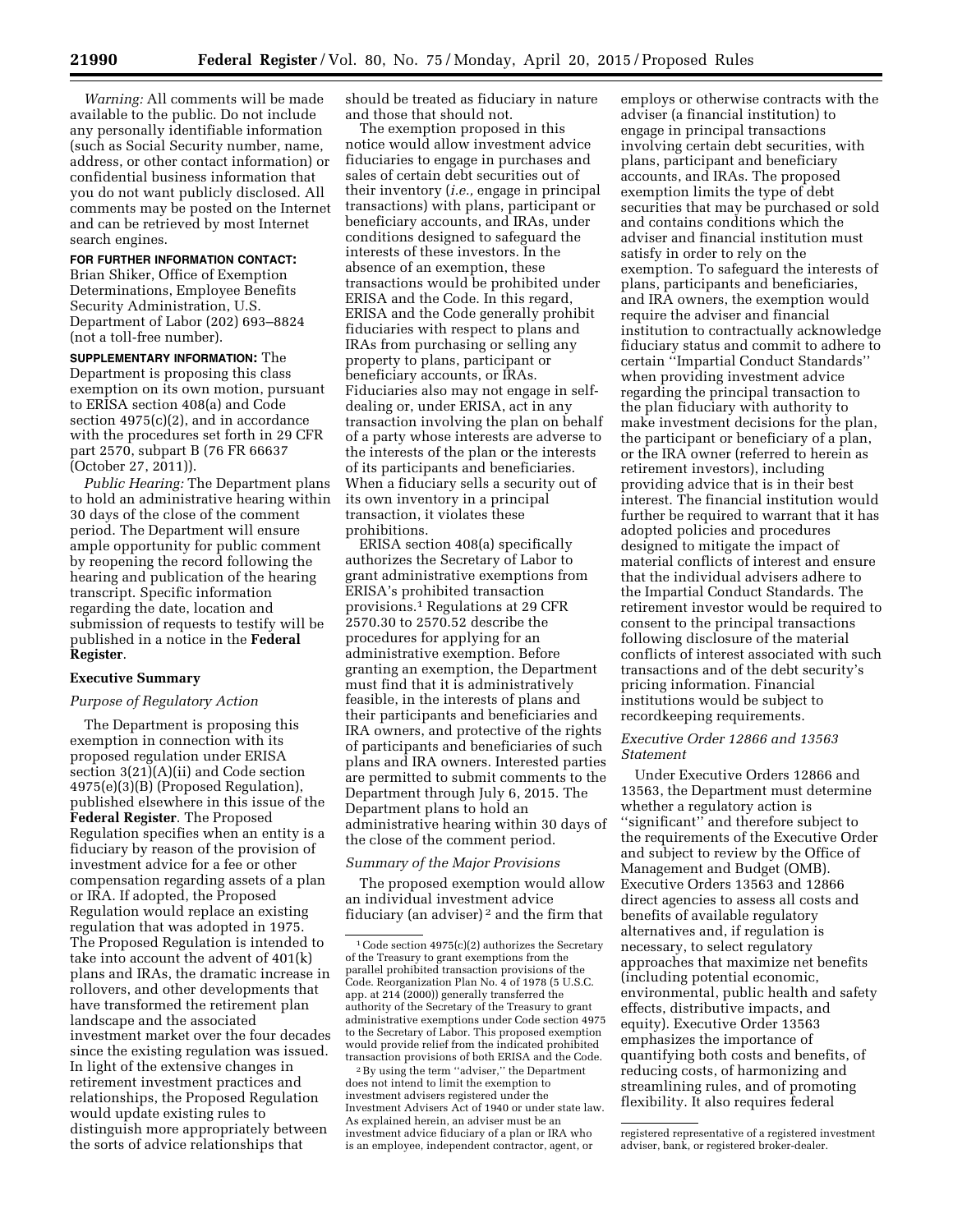*Warning:* All comments will be made available to the public. Do not include any personally identifiable information (such as Social Security number, name, address, or other contact information) or confidential business information that you do not want publicly disclosed. All comments may be posted on the Internet and can be retrieved by most Internet search engines.

**FOR FURTHER INFORMATION CONTACT:** Brian Shiker, Office of Exemption Determinations, Employee Benefits Security Administration, U.S. Department of Labor (202) 693–8824 (not a toll-free number).

**SUPPLEMENTARY INFORMATION:** The Department is proposing this class exemption on its own motion, pursuant to ERISA section 408(a) and Code section 4975(c)(2), and in accordance with the procedures set forth in 29 CFR part 2570, subpart B (76 FR 66637 (October 27, 2011)).

*Public Hearing:* The Department plans to hold an administrative hearing within 30 days of the close of the comment period. The Department will ensure ample opportunity for public comment by reopening the record following the hearing and publication of the hearing transcript. Specific information regarding the date, location and submission of requests to testify will be published in a notice in the **Federal Register**.

## Executive Summary

### *Purpose of Regulatory Action*

The Department is proposing this exemption in connection with its proposed regulation under ERISA section 3(21)(A)(ii) and Code section 4975(e)(3)(B) (Proposed Regulation), published elsewhere in this issue of the **Federal Register**. The Proposed Regulation specifies when an entity is a fiduciary by reason of the provision of investment advice for a fee or other compensation regarding assets of a plan or IRA. If adopted, the Proposed Regulation would replace an existing regulation that was adopted in 1975. The Proposed Regulation is intended to take into account the advent of 401(k) plans and IRAs, the dramatic increase in rollovers, and other developments that have transformed the retirement plan landscape and the associated investment market over the four decades since the existing regulation was issued. In light of the extensive changes in retirement investment practices and relationships, the Proposed Regulation would update existing rules to distinguish more appropriately between the sorts of advice relationships that should be treated as fiduciary in nature and those that should not.

The exemption proposed in this notice would allow investment advice fiduciaries to engage in purchases and sales of certain debt securities out of their inventory (*i.e.,* engage in principal transactions) with plans, participant or beneficiary accounts, and IRAs, under conditions designed to safeguard the interests of these investors. In the absence of an exemption, these transactions would be prohibited under ERISA and the Code. In this regard, ERISA and the Code generally prohibit fiduciaries with respect to plans and IRAs from purchasing or selling any property to plans, participant or beneficiary accounts, or IRAs. Fiduciaries also may not engage in self-dealing or, under ERISA, act in any transaction involving the plan on behalf of a party whose interests are adverse to the interests of the plan or the interests of its participants and beneficiaries. When a fiduciary sells a security out of its own inventory in a principal transaction, it violates these prohibitions.

ERISA section 408(a) specifically authorizes the Secretary of Labor to grant administrative exemptions from ERISA's prohibited transaction provisions.[1] Regulations at 29 CFR 2570.30 to 2570.52 describe the procedures for applying for an administrative exemption. Before granting an exemption, the Department must find that it is administratively feasible, in the interests of plans and their participants and beneficiaries and IRA owners, and protective of the rights of participants and beneficiaries of such plans and IRA owners. Interested parties are permitted to submit comments to the Department through July 6, 2015. The Department plans to hold an administrative hearing within 30 days of the close of the comment period.

### *Summary of the Major Provisions*

The proposed exemption would allow an individual investment advice fiduciary (an adviser)[2] and the firm that employs or otherwise contracts with the adviser (a financial institution) to engage in principal transactions involving certain debt securities, with plans, participant and beneficiary accounts, and IRAs. The proposed exemption limits the type of debt securities that may be purchased or sold and contains conditions which the adviser and financial institution must satisfy in order to rely on the exemption. To safeguard the interests of plans, participants and beneficiaries, and IRA owners, the exemption would require the adviser and financial institution to contractually acknowledge fiduciary status and commit to adhere to certain ''Impartial Conduct Standards'' when providing investment advice regarding the principal transaction to the plan fiduciary with authority to make investment decisions for the plan, the participant or beneficiary of a plan, or the IRA owner (referred to herein as retirement investors), including providing advice that is in their best interest. The financial institution would further be required to warrant that it has adopted policies and procedures designed to mitigate the impact of material conflicts of interest and ensure that the individual advisers adhere to the Impartial Conduct Standards. The retirement investor would be required to consent to the principal transactions following disclosure of the material conflicts of interest associated with such transactions and of the debt security's pricing information. Financial institutions would be subject to recordkeeping requirements.

### *Executive Order 12866 and 13563 Statement*

Under Executive Orders 12866 and 13563, the Department must determine whether a regulatory action is ''significant'' and therefore subject to the requirements of the Executive Order and subject to review by the Office of Management and Budget (OMB). Executive Orders 13563 and 12866 direct agencies to assess all costs and benefits of available regulatory alternatives and, if regulation is necessary, to select regulatory approaches that maximize net benefits (including potential economic, environmental, public health and safety effects, distributive impacts, and equity). Executive Order 13563 emphasizes the importance of quantifying both costs and benefits, of reducing costs, of harmonizing and streamlining rules, and of promoting flexibility. It also requires federal

---

[1] Code section 4975(c)(2) authorizes the Secretary of the Treasury to grant exemptions from the parallel prohibited transaction provisions of the Code. Reorganization Plan No. 4 of 1978 (5 U.S.C. app. at 214 (2000)) generally transferred the authority of the Secretary of the Treasury to grant administrative exemptions under Code section 4975 to the Secretary of Labor. This proposed exemption would provide relief from the indicated prohibited transaction provisions of both ERISA and the Code.

[2] By using the term ''adviser,'' the Department does not intend to limit the exemption to investment advisers registered under the Investment Advisers Act of 1940 or under state law. As explained herein, an adviser must be an investment advice fiduciary of a plan or IRA who is an employee, independent contractor, agent, or registered representative of a registered investment adviser, bank, or registered broker-dealer.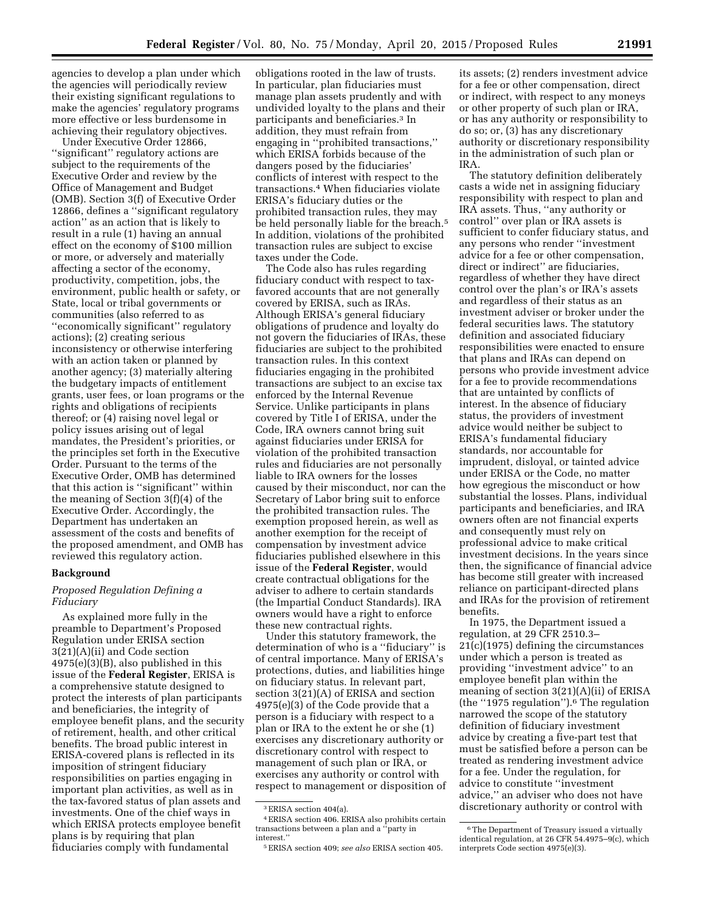agencies to develop a plan under which the agencies will periodically review their existing significant regulations to make the agencies' regulatory programs more effective or less burdensome in achieving their regulatory objectives.

Under Executive Order 12866, ''significant'' regulatory actions are subject to the requirements of the Executive Order and review by the Office of Management and Budget (OMB). Section 3(f) of Executive Order 12866, defines a ''significant regulatory action'' as an action that is likely to result in a rule (1) having an annual effect on the economy of $100 million or more, or adversely and materially affecting a sector of the economy, productivity, competition, jobs, the environment, public health or safety, or State, local or tribal governments or communities (also referred to as ''economically significant'' regulatory actions); (2) creating serious inconsistency or otherwise interfering with an action taken or planned by another agency; (3) materially altering the budgetary impacts of entitlement grants, user fees, or loan programs or the rights and obligations of recipients thereof; or (4) raising novel legal or policy issues arising out of legal mandates, the President's priorities, or the principles set forth in the Executive Order. Pursuant to the terms of the Executive Order, OMB has determined that this action is ''significant'' within the meaning of Section 3(f)(4) of the Executive Order. Accordingly, the Department has undertaken an assessment of the costs and benefits of the proposed amendment, and OMB has reviewed this regulatory action.

## Background

### *Proposed Regulation Defining a Fiduciary*

As explained more fully in the preamble to Department's Proposed Regulation under ERISA section 3(21)(A)(ii) and Code section 4975(e)(3)(B), also published in this issue of the **Federal Register**, ERISA is a comprehensive statute designed to protect the interests of plan participants and beneficiaries, the integrity of employee benefit plans, and the security of retirement, health, and other critical benefits. The broad public interest in ERISA-covered plans is reflected in its imposition of stringent fiduciary responsibilities on parties engaging in important plan activities, as well as in the tax-favored status of plan assets and investments. One of the chief ways in which ERISA protects employee benefit plans is by requiring that plan fiduciaries comply with fundamental obligations rooted in the law of trusts. In particular, plan fiduciaries must manage plan assets prudently and with undivided loyalty to the plans and their participants and beneficiaries.[3] In addition, they must refrain from engaging in ''prohibited transactions,'' which ERISA forbids because of the dangers posed by the fiduciaries' conflicts of interest with respect to the transactions.[4] When fiduciaries violate ERISA's fiduciary duties or the prohibited transaction rules, they may be held personally liable for the breach.[5] In addition, violations of the prohibited transaction rules are subject to excise taxes under the Code.

The Code also has rules regarding fiduciary conduct with respect to tax-favored accounts that are not generally covered by ERISA, such as IRAs. Although ERISA's general fiduciary obligations of prudence and loyalty do not govern the fiduciaries of IRAs, these fiduciaries are subject to the prohibited transaction rules. In this context fiduciaries engaging in the prohibited transactions are subject to an excise tax enforced by the Internal Revenue Service. Unlike participants in plans covered by Title I of ERISA, under the Code, IRA owners cannot bring suit against fiduciaries under ERISA for violation of the prohibited transaction rules and fiduciaries are not personally liable to IRA owners for the losses caused by their misconduct, nor can the Secretary of Labor bring suit to enforce the prohibited transaction rules. The exemption proposed herein, as well as another exemption for the receipt of compensation by investment advice fiduciaries published elsewhere in this issue of the **Federal Register**, would create contractual obligations for the adviser to adhere to certain standards (the Impartial Conduct Standards). IRA owners would have a right to enforce these new contractual rights.

Under this statutory framework, the determination of who is a ''fiduciary'' is of central importance. Many of ERISA's protections, duties, and liabilities hinge on fiduciary status. In relevant part, section 3(21)(A) of ERISA and section 4975(e)(3) of the Code provide that a person is a fiduciary with respect to a plan or IRA to the extent he or she (1) exercises any discretionary authority or discretionary control with respect to management of such plan or IRA, or exercises any authority or control with respect to management or disposition of its assets; (2) renders investment advice for a fee or other compensation, direct or indirect, with respect to any moneys or other property of such plan or IRA, or has any authority or responsibility to do so; or, (3) has any discretionary authority or discretionary responsibility in the administration of such plan or IRA.

The statutory definition deliberately casts a wide net in assigning fiduciary responsibility with respect to plan and IRA assets. Thus, ''any authority or control'' over plan or IRA assets is sufficient to confer fiduciary status, and any persons who render ''investment advice for a fee or other compensation, direct or indirect'' are fiduciaries, regardless of whether they have direct control over the plan's or IRA's assets and regardless of their status as an investment adviser or broker under the federal securities laws. The statutory definition and associated fiduciary responsibilities were enacted to ensure that plans and IRAs can depend on persons who provide investment advice for a fee to provide recommendations that are untainted by conflicts of interest. In the absence of fiduciary status, the providers of investment advice would neither be subject to ERISA's fundamental fiduciary standards, nor accountable for imprudent, disloyal, or tainted advice under ERISA or the Code, no matter how egregious the misconduct or how substantial the losses. Plans, individual participants and beneficiaries, and IRA owners often are not financial experts and consequently must rely on professional advice to make critical investment decisions. In the years since then, the significance of financial advice has become still greater with increased reliance on participant-directed plans and IRAs for the provision of retirement benefits.

In 1975, the Department issued a regulation, at 29 CFR 2510.3–21(c)(1975) defining the circumstances under which a person is treated as providing ''investment advice'' to an employee benefit plan within the meaning of section 3(21)(A)(ii) of ERISA (the ''1975 regulation'').[6] The regulation narrowed the scope of the statutory definition of fiduciary investment advice by creating a five-part test that must be satisfied before a person can be treated as rendering investment advice for a fee. Under the regulation, for advice to constitute ''investment advice,'' an adviser who does not have discretionary authority or control with

---

[3] ERISA section 404(a).

[4] ERISA section 406. ERISA also prohibits certain transactions between a plan and a ''party in interest.''

[5] ERISA section 409; *see also* ERISA section 405.

[6] The Department of Treasury issued a virtually identical regulation, at 26 CFR 54.4975–9(c), which interprets Code section 4975(e)(3).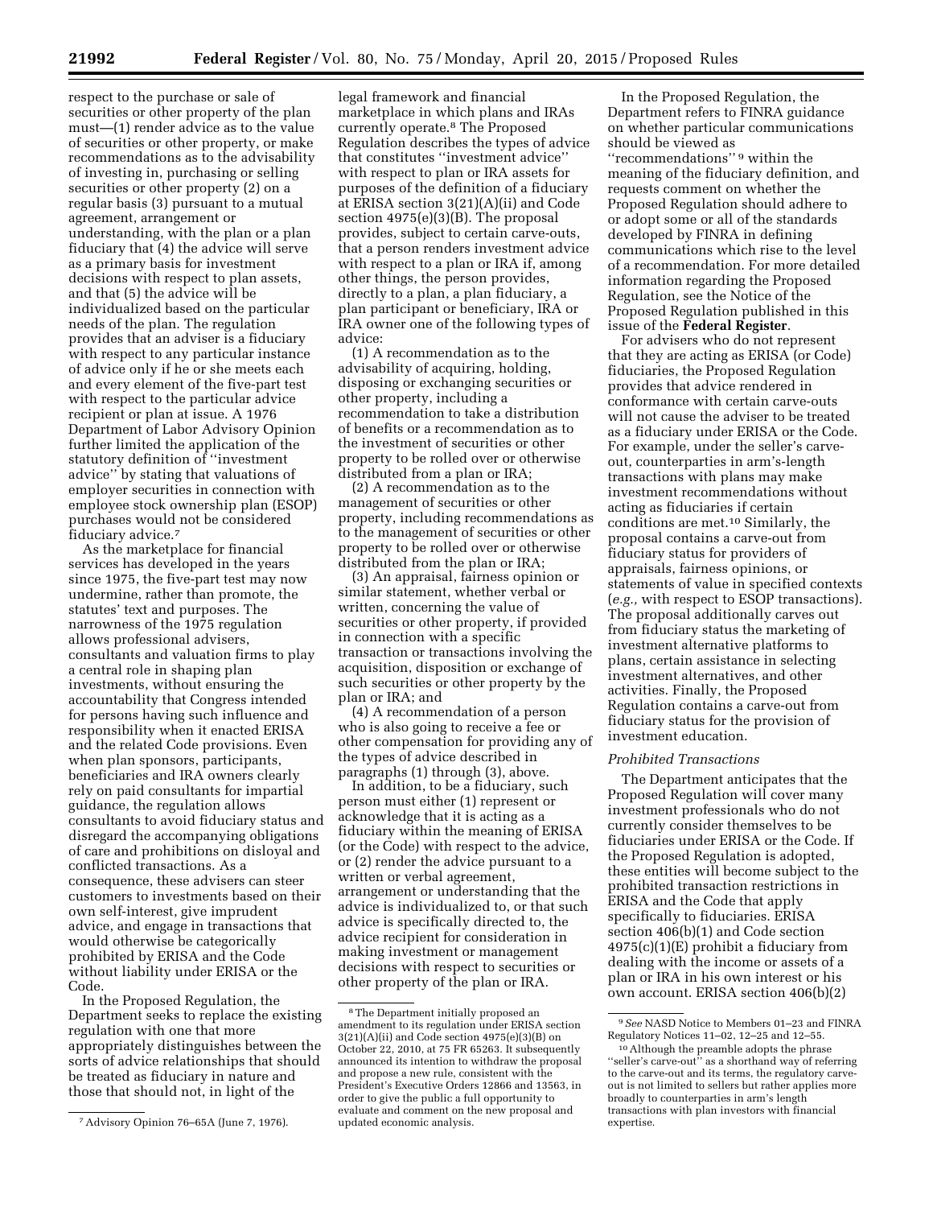respect to the purchase or sale of securities or other property of the plan must—(1) render advice as to the value of securities or other property, or make recommendations as to the advisability of investing in, purchasing or selling securities or other property (2) on a regular basis (3) pursuant to a mutual agreement, arrangement or understanding, with the plan or a plan fiduciary that (4) the advice will serve as a primary basis for investment decisions with respect to plan assets, and that (5) the advice will be individualized based on the particular needs of the plan. The regulation provides that an adviser is a fiduciary with respect to any particular instance of advice only if he or she meets each and every element of the five-part test with respect to the particular advice recipient or plan at issue. A 1976 Department of Labor Advisory Opinion further limited the application of the statutory definition of ''investment advice'' by stating that valuations of employer securities in connection with employee stock ownership plan (ESOP) purchases would not be considered fiduciary advice.[7]

As the marketplace for financial services has developed in the years since 1975, the five-part test may now undermine, rather than promote, the statutes' text and purposes. The narrowness of the 1975 regulation allows professional advisers, consultants and valuation firms to play a central role in shaping plan investments, without ensuring the accountability that Congress intended for persons having such influence and responsibility when it enacted ERISA and the related Code provisions. Even when plan sponsors, participants, beneficiaries and IRA owners clearly rely on paid consultants for impartial guidance, the regulation allows consultants to avoid fiduciary status and disregard the accompanying obligations of care and prohibitions on disloyal and conflicted transactions. As a consequence, these advisers can steer customers to investments based on their own self-interest, give imprudent advice, and engage in transactions that would otherwise be categorically prohibited by ERISA and the Code without liability under ERISA or the Code.

In the Proposed Regulation, the Department seeks to replace the existing regulation with one that more appropriately distinguishes between the sorts of advice relationships that should be treated as fiduciary in nature and those that should not, in light of the legal framework and financial marketplace in which plans and IRAs currently operate.[8] The Proposed Regulation describes the types of advice that constitutes ''investment advice'' with respect to plan or IRA assets for purposes of the definition of a fiduciary at ERISA section 3(21)(A)(ii) and Code section 4975(e)(3)(B). The proposal provides, subject to certain carve-outs, that a person renders investment advice with respect to a plan or IRA if, among other things, the person provides, directly to a plan, a plan fiduciary, a plan participant or beneficiary, IRA or IRA owner one of the following types of advice:

(1) A recommendation as to the advisability of acquiring, holding, disposing or exchanging securities or other property, including a recommendation to take a distribution of benefits or a recommendation as to the investment of securities or other property to be rolled over or otherwise distributed from a plan or IRA;

(2) A recommendation as to the management of securities or other property, including recommendations as to the management of securities or other property to be rolled over or otherwise distributed from the plan or IRA;

(3) An appraisal, fairness opinion or similar statement, whether verbal or written, concerning the value of securities or other property, if provided in connection with a specific transaction or transactions involving the acquisition, disposition or exchange of such securities or other property by the plan or IRA; and

(4) A recommendation of a person who is also going to receive a fee or other compensation for providing any of the types of advice described in paragraphs (1) through (3), above.

In addition, to be a fiduciary, such person must either (1) represent or acknowledge that it is acting as a fiduciary within the meaning of ERISA (or the Code) with respect to the advice, or (2) render the advice pursuant to a written or verbal agreement, arrangement or understanding that the advice is individualized to, or that such advice is specifically directed to, the advice recipient for consideration in making investment or management decisions with respect to securities or other property of the plan or IRA.

In the Proposed Regulation, the Department refers to FINRA guidance on whether particular communications should be viewed as ''recommendations''[9] within the meaning of the fiduciary definition, and requests comment on whether the Proposed Regulation should adhere to or adopt some or all of the standards developed by FINRA in defining communications which rise to the level of a recommendation. For more detailed information regarding the Proposed Regulation, see the Notice of the Proposed Regulation published in this issue of the **Federal Register**.

For advisers who do not represent that they are acting as ERISA (or Code) fiduciaries, the Proposed Regulation provides that advice rendered in conformance with certain carve-outs will not cause the adviser to be treated as a fiduciary under ERISA or the Code. For example, under the seller's carve-out, counterparties in arm's-length transactions with plans may make investment recommendations without acting as fiduciaries if certain conditions are met.[10] Similarly, the proposal contains a carve-out from fiduciary status for providers of appraisals, fairness opinions, or statements of value in specified contexts (*e.g.,* with respect to ESOP transactions). The proposal additionally carves out from fiduciary status the marketing of investment alternative platforms to plans, certain assistance in selecting investment alternatives, and other activities. Finally, the Proposed Regulation contains a carve-out from fiduciary status for the provision of investment education.

### *Prohibited Transactions*

The Department anticipates that the Proposed Regulation will cover many investment professionals who do not currently consider themselves to be fiduciaries under ERISA or the Code. If the Proposed Regulation is adopted, these entities will become subject to the prohibited transaction restrictions in ERISA and the Code that apply specifically to fiduciaries. ERISA section 406(b)(1) and Code section 4975(c)(1)(E) prohibit a fiduciary from dealing with the income or assets of a plan or IRA in his own interest or his own account. ERISA section 406(b)(2)

---

[7] Advisory Opinion 76–65A (June 7, 1976).

[8] The Department initially proposed an amendment to its regulation under ERISA section 3(21)(A)(ii) and Code section 4975(e)(3)(B) on October 22, 2010, at 75 FR 65263. It subsequently announced its intention to withdraw the proposal and propose a new rule, consistent with the President's Executive Orders 12866 and 13563, in order to give the public a full opportunity to evaluate and comment on the new proposal and updated economic analysis.

[9] *See* NASD Notice to Members 01–23 and FINRA Regulatory Notices 11–02, 12–25 and 12–55.

[10] Although the preamble adopts the phrase ''seller's carve-out'' as a shorthand way of referring to the carve-out and its terms, the regulatory carve-out is not limited to sellers but rather applies more broadly to counterparties in arm's length transactions with plan investors with financial expertise.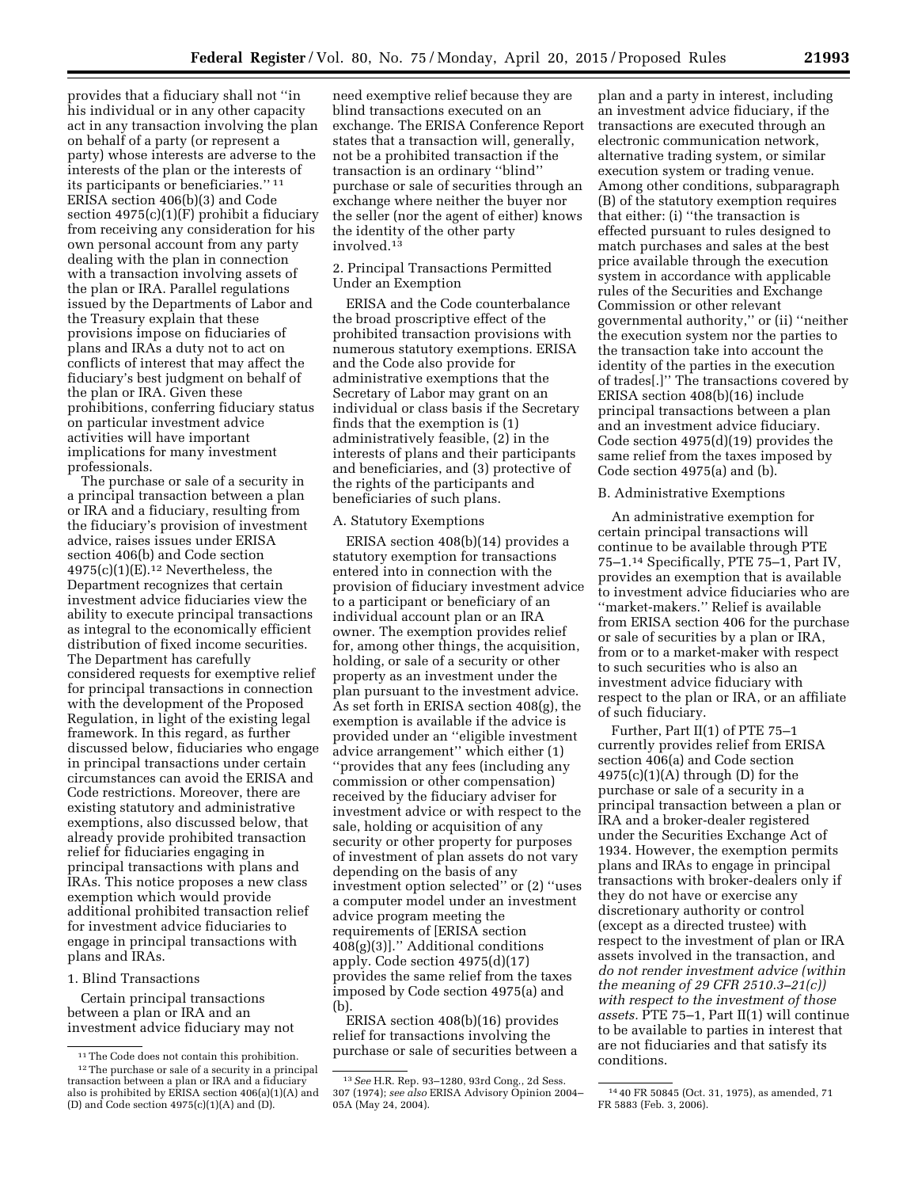provides that a fiduciary shall not ''in his individual or in any other capacity act in any transaction involving the plan on behalf of a party (or represent a party) whose interests are adverse to the interests of the plan or the interests of its participants or beneficiaries.'' [11] ERISA section 406(b)(3) and Code section 4975(c)(1)(F) prohibit a fiduciary from receiving any consideration for his own personal account from any party dealing with the plan in connection with a transaction involving assets of the plan or IRA. Parallel regulations issued by the Departments of Labor and the Treasury explain that these provisions impose on fiduciaries of plans and IRAs a duty not to act on conflicts of interest that may affect the fiduciary's best judgment on behalf of the plan or IRA. Given these prohibitions, conferring fiduciary status on particular investment advice activities will have important implications for many investment professionals.

The purchase or sale of a security in a principal transaction between a plan or IRA and a fiduciary, resulting from the fiduciary's provision of investment advice, raises issues under ERISA section 406(b) and Code section 4975(c)(1)(E).[12] Nevertheless, the Department recognizes that certain investment advice fiduciaries view the ability to execute principal transactions as integral to the economically efficient distribution of fixed income securities. The Department has carefully considered requests for exemptive relief for principal transactions in connection with the development of the Proposed Regulation, in light of the existing legal framework. In this regard, as further discussed below, fiduciaries who engage in principal transactions under certain circumstances can avoid the ERISA and Code restrictions. Moreover, there are existing statutory and administrative exemptions, also discussed below, that already provide prohibited transaction relief for fiduciaries engaging in principal transactions with plans and IRAs. This notice proposes a new class exemption which would provide additional prohibited transaction relief for investment advice fiduciaries to engage in principal transactions with plans and IRAs.

### 1. Blind Transactions

Certain principal transactions between a plan or IRA and an investment advice fiduciary may not need exemptive relief because they are blind transactions executed on an exchange. The ERISA Conference Report states that a transaction will, generally, not be a prohibited transaction if the transaction is an ordinary ''blind'' purchase or sale of securities through an exchange where neither the buyer nor the seller (nor the agent of either) knows the identity of the other party involved.[13]

### 2. Principal Transactions Permitted Under an Exemption

ERISA and the Code counterbalance the broad proscriptive effect of the prohibited transaction provisions with numerous statutory exemptions. ERISA and the Code also provide for administrative exemptions that the Secretary of Labor may grant on an individual or class basis if the Secretary finds that the exemption is (1) administratively feasible, (2) in the interests of plans and their participants and beneficiaries, and (3) protective of the rights of the participants and beneficiaries of such plans.

#### A. Statutory Exemptions

ERISA section 408(b)(14) provides a statutory exemption for transactions entered into in connection with the provision of fiduciary investment advice to a participant or beneficiary of an individual account plan or an IRA owner. The exemption provides relief for, among other things, the acquisition, holding, or sale of a security or other property as an investment under the plan pursuant to the investment advice. As set forth in ERISA section 408(g), the exemption is available if the advice is provided under an ''eligible investment advice arrangement'' which either (1) ''provides that any fees (including any commission or other compensation) received by the fiduciary adviser for investment advice or with respect to the sale, holding or acquisition of any security or other property for purposes of investment of plan assets do not vary depending on the basis of any investment option selected'' or (2) ''uses a computer model under an investment advice program meeting the requirements of [ERISA section 408(g)(3)].'' Additional conditions apply. Code section 4975(d)(17) provides the same relief from the taxes imposed by Code section 4975(a) and (b).

ERISA section 408(b)(16) provides relief for transactions involving the purchase or sale of securities between a plan and a party in interest, including an investment advice fiduciary, if the transactions are executed through an electronic communication network, alternative trading system, or similar execution system or trading venue. Among other conditions, subparagraph (B) of the statutory exemption requires that either: (i) ''the transaction is effected pursuant to rules designed to match purchases and sales at the best price available through the execution system in accordance with applicable rules of the Securities and Exchange Commission or other relevant governmental authority,'' or (ii) ''neither the execution system nor the parties to the transaction take into account the identity of the parties in the execution of trades[.]'' The transactions covered by ERISA section 408(b)(16) include principal transactions between a plan and an investment advice fiduciary. Code section 4975(d)(19) provides the same relief from the taxes imposed by Code section 4975(a) and (b).

#### B. Administrative Exemptions

An administrative exemption for certain principal transactions will continue to be available through PTE 75–1.[14] Specifically, PTE 75–1, Part IV, provides an exemption that is available to investment advice fiduciaries who are ''market-makers.'' Relief is available from ERISA section 406 for the purchase or sale of securities by a plan or IRA, from or to a market-maker with respect to such securities who is also an investment advice fiduciary with respect to the plan or IRA, or an affiliate of such fiduciary.

Further, Part II(1) of PTE 75–1 currently provides relief from ERISA section 406(a) and Code section 4975(c)(1)(A) through (D) for the purchase or sale of a security in a principal transaction between a plan or IRA and a broker-dealer registered under the Securities Exchange Act of 1934. However, the exemption permits plans and IRAs to engage in principal transactions with broker-dealers only if they do not have or exercise any discretionary authority or control (except as a directed trustee) with respect to the investment of plan or IRA assets involved in the transaction, and *do not render investment advice (within the meaning of 29 CFR 2510.3–21(c)) with respect to the investment of those assets.* PTE 75–1, Part II(1) will continue to be available to parties in interest that are not fiduciaries and that satisfy its conditions.

---

[11] The Code does not contain this prohibition.

[12] The purchase or sale of a security in a principal transaction between a plan or IRA and a fiduciary also is prohibited by ERISA section 406(a)(1)(A) and (D) and Code section 4975(c)(1)(A) and (D).

[13] *See* H.R. Rep. 93–1280, 93rd Cong., 2d Sess. 307 (1974); *see also* ERISA Advisory Opinion 2004–05A (May 24, 2004).

[14] 40 FR 50845 (Oct. 31, 1975), as amended, 71 FR 5883 (Feb. 3, 2006).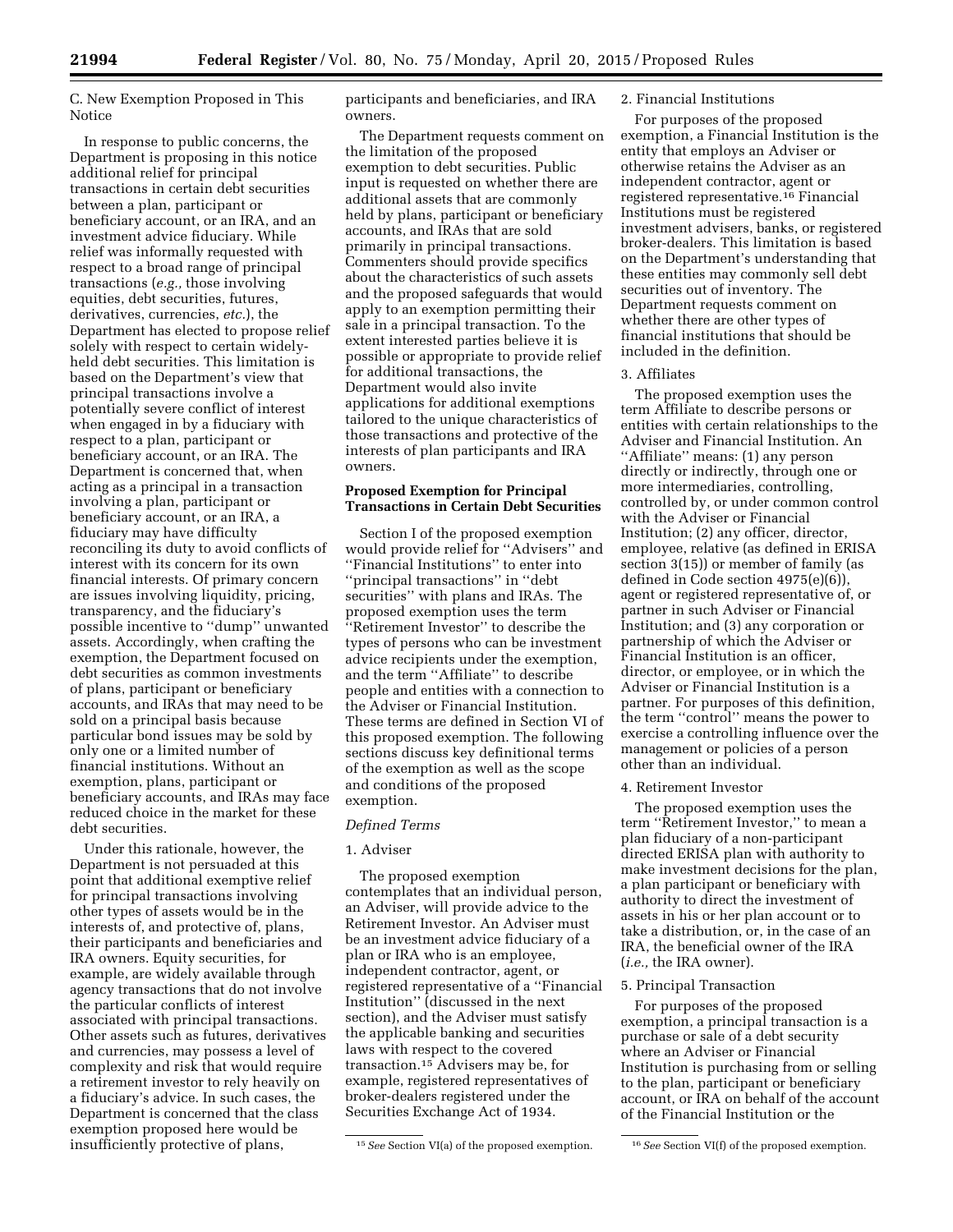C. New Exemption Proposed in This Notice

In response to public concerns, the Department is proposing in this notice additional relief for principal transactions in certain debt securities between a plan, participant or beneficiary account, or an IRA, and an investment advice fiduciary. While relief was informally requested with respect to a broad range of principal transactions (*e.g.,* those involving equities, debt securities, futures, derivatives, currencies, *etc.*), the Department has elected to propose relief solely with respect to certain widely-held debt securities. This limitation is based on the Department's view that principal transactions involve a potentially severe conflict of interest when engaged in by a fiduciary with respect to a plan, participant or beneficiary account, or an IRA. The Department is concerned that, when acting as a principal in a transaction involving a plan, participant or beneficiary account, or an IRA, a fiduciary may have difficulty reconciling its duty to avoid conflicts of interest with its concern for its own financial interests. Of primary concern are issues involving liquidity, pricing, transparency, and the fiduciary's possible incentive to ''dump'' unwanted assets. Accordingly, when crafting the exemption, the Department focused on debt securities as common investments of plans, participant or beneficiary accounts, and IRAs that may need to be sold on a principal basis because particular bond issues may be sold by only one or a limited number of financial institutions. Without an exemption, plans, participant or beneficiary accounts, and IRAs may face reduced choice in the market for these debt securities.

Under this rationale, however, the Department is not persuaded at this point that additional exemptive relief for principal transactions involving other types of assets would be in the interests of, and protective of, plans, their participants and beneficiaries and IRA owners. Equity securities, for example, are widely available through agency transactions that do not involve the particular conflicts of interest associated with principal transactions. Other assets such as futures, derivatives and currencies, may possess a level of complexity and risk that would require a retirement investor to rely heavily on a fiduciary's advice. In such cases, the Department is concerned that the class exemption proposed here would be insufficiently protective of plans, participants and beneficiaries, and IRA owners.

The Department requests comment on the limitation of the proposed exemption to debt securities. Public input is requested on whether there are additional assets that are commonly held by plans, participant or beneficiary accounts, and IRAs that are sold primarily in principal transactions. Commenters should provide specifics about the characteristics of such assets and the proposed safeguards that would apply to an exemption permitting their sale in a principal transaction. To the extent interested parties believe it is possible or appropriate to provide relief for additional transactions, the Department would also invite applications for additional exemptions tailored to the unique characteristics of those transactions and protective of the interests of plan participants and IRA owners.

**Proposed Exemption for Principal Transactions in Certain Debt Securities**

Section I of the proposed exemption would provide relief for ''Advisers'' and ''Financial Institutions'' to enter into ''principal transactions'' in ''debt securities'' with plans and IRAs. The proposed exemption uses the term ''Retirement Investor'' to describe the types of persons who can be investment advice recipients under the exemption, and the term ''Affiliate'' to describe people and entities with a connection to the Adviser or Financial Institution. These terms are defined in Section VI of this proposed exemption. The following sections discuss key definitional terms of the exemption as well as the scope and conditions of the proposed exemption.

*Defined Terms*

1. Adviser

The proposed exemption contemplates that an individual person, an Adviser, will provide advice to the Retirement Investor. An Adviser must be an investment advice fiduciary of a plan or IRA who is an employee, independent contractor, agent, or registered representative of a ''Financial Institution'' (discussed in the next section), and the Adviser must satisfy the applicable banking and securities laws with respect to the covered transaction.[15] Advisers may be, for example, registered representatives of broker-dealers registered under the Securities Exchange Act of 1934.

2. Financial Institutions

For purposes of the proposed exemption, a Financial Institution is the entity that employs an Adviser or otherwise retains the Adviser as an independent contractor, agent or registered representative.[16] Financial Institutions must be registered investment advisers, banks, or registered broker-dealers. This limitation is based on the Department's understanding that these entities may commonly sell debt securities out of inventory. The Department requests comment on whether there are other types of financial institutions that should be included in the definition.

3. Affiliates

The proposed exemption uses the term Affiliate to describe persons or entities with certain relationships to the Adviser and Financial Institution. An ''Affiliate'' means: (1) any person directly or indirectly, through one or more intermediaries, controlling, controlled by, or under common control with the Adviser or Financial Institution; (2) any officer, director, employee, relative (as defined in ERISA section 3(15)) or member of family (as defined in Code section 4975(e)(6)), agent or registered representative of, or partner in such Adviser or Financial Institution; and (3) any corporation or partnership of which the Adviser or Financial Institution is an officer, director, or employee, or in which the Adviser or Financial Institution is a partner. For purposes of this definition, the term ''control'' means the power to exercise a controlling influence over the management or policies of a person other than an individual.

4. Retirement Investor

The proposed exemption uses the term ''Retirement Investor,'' to mean a plan fiduciary of a non-participant directed ERISA plan with authority to make investment decisions for the plan, a plan participant or beneficiary with authority to direct the investment of assets in his or her plan account or to take a distribution, or, in the case of an IRA, the beneficial owner of the IRA (*i.e.,* the IRA owner).

5. Principal Transaction

For purposes of the proposed exemption, a principal transaction is a purchase or sale of a debt security where an Adviser or Financial Institution is purchasing from or selling to the plan, participant or beneficiary account, or IRA on behalf of the account of the Financial Institution or the

[15] *See* Section VI(a) of the proposed exemption.

[16] *See* Section VI(f) of the proposed exemption.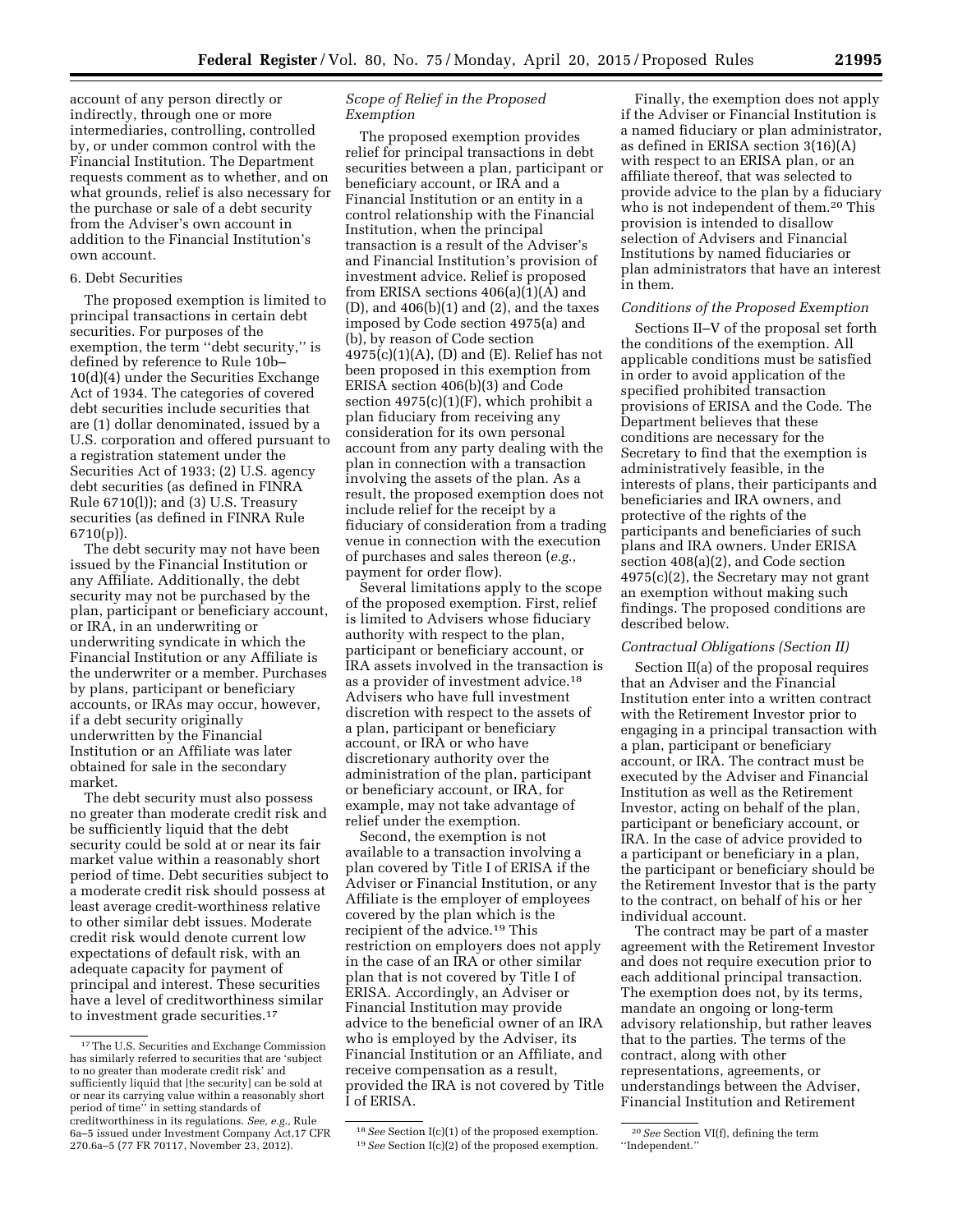account of any person directly or indirectly, through one or more intermediaries, controlling, controlled by, or under common control with the Financial Institution. The Department requests comment as to whether, and on what grounds, relief is also necessary for the purchase or sale of a debt security from the Adviser's own account in addition to the Financial Institution's own account.

6. Debt Securities

The proposed exemption is limited to principal transactions in certain debt securities. For purposes of the exemption, the term ''debt security,'' is defined by reference to Rule 10b–10(d)(4) under the Securities Exchange Act of 1934. The categories of covered debt securities include securities that are (1) dollar denominated, issued by a U.S. corporation and offered pursuant to a registration statement under the Securities Act of 1933; (2) U.S. agency debt securities (as defined in FINRA Rule 6710(l)); and (3) U.S. Treasury securities (as defined in FINRA Rule 6710(p)).

The debt security may not have been issued by the Financial Institution or any Affiliate. Additionally, the debt security may not be purchased by the plan, participant or beneficiary account, or IRA, in an underwriting or underwriting syndicate in which the Financial Institution or any Affiliate is the underwriter or a member. Purchases by plans, participant or beneficiary accounts, or IRAs may occur, however, if a debt security originally underwritten by the Financial Institution or an Affiliate was later obtained for sale in the secondary market.

The debt security must also possess no greater than moderate credit risk and be sufficiently liquid that the debt security could be sold at or near its fair market value within a reasonably short period of time. Debt securities subject to a moderate credit risk should possess at least average credit-worthiness relative to other similar debt issues. Moderate credit risk would denote current low expectations of default risk, with an adequate capacity for payment of principal and interest. These securities have a level of creditworthiness similar to investment grade securities.[17]

*Scope of Relief in the Proposed Exemption*

The proposed exemption provides relief for principal transactions in debt securities between a plan, participant or beneficiary account, or IRA and a Financial Institution or an entity in a control relationship with the Financial Institution, when the principal transaction is a result of the Adviser's and Financial Institution's provision of investment advice. Relief is proposed from ERISA sections 406(a)(1)(A) and (D), and 406(b)(1) and (2), and the taxes imposed by Code section 4975(a) and (b), by reason of Code section 4975(c)(1)(A), (D) and (E). Relief has not been proposed in this exemption from ERISA section 406(b)(3) and Code section 4975(c)(1)(F), which prohibit a plan fiduciary from receiving any consideration for its own personal account from any party dealing with the plan in connection with a transaction involving the assets of the plan. As a result, the proposed exemption does not include relief for the receipt by a fiduciary of consideration from a trading venue in connection with the execution of purchases and sales thereon (*e.g.,* payment for order flow).

Several limitations apply to the scope of the proposed exemption. First, relief is limited to Advisers whose fiduciary authority with respect to the plan, participant or beneficiary account, or IRA assets involved in the transaction is as a provider of investment advice.[18] Advisers who have full investment discretion with respect to the assets of a plan, participant or beneficiary account, or IRA or who have discretionary authority over the administration of the plan, participant or beneficiary account, or IRA, for example, may not take advantage of relief under the exemption.

Second, the exemption is not available to a transaction involving a plan covered by Title I of ERISA if the Adviser or Financial Institution, or any Affiliate is the employer of employees covered by the plan which is the recipient of the advice.[19] This restriction on employers does not apply in the case of an IRA or other similar plan that is not covered by Title I of ERISA. Accordingly, an Adviser or Financial Institution may provide advice to the beneficial owner of an IRA who is employed by the Adviser, its Financial Institution or an Affiliate, and receive compensation as a result, provided the IRA is not covered by Title I of ERISA.

Finally, the exemption does not apply if the Adviser or Financial Institution is a named fiduciary or plan administrator, as defined in ERISA section 3(16)(A) with respect to an ERISA plan, or an affiliate thereof, that was selected to provide advice to the plan by a fiduciary who is not independent of them.[20] This provision is intended to disallow selection of Advisers and Financial Institutions by named fiduciaries or plan administrators that have an interest in them.

*Conditions of the Proposed Exemption*

Sections II–V of the proposal set forth the conditions of the exemption. All applicable conditions must be satisfied in order to avoid application of the specified prohibited transaction provisions of ERISA and the Code. The Department believes that these conditions are necessary for the Secretary to find that the exemption is administratively feasible, in the interests of plans, their participants and beneficiaries and IRA owners, and protective of the rights of the participants and beneficiaries of such plans and IRA owners. Under ERISA section 408(a)(2), and Code section 4975(c)(2), the Secretary may not grant an exemption without making such findings. The proposed conditions are described below.

*Contractual Obligations (Section II)*

Section II(a) of the proposal requires that an Adviser and the Financial Institution enter into a written contract with the Retirement Investor prior to engaging in a principal transaction with a plan, participant or beneficiary account, or IRA. The contract must be executed by the Adviser and Financial Institution as well as the Retirement Investor, acting on behalf of the plan, participant or beneficiary account, or IRA. In the case of advice provided to a participant or beneficiary in a plan, the participant or beneficiary should be the Retirement Investor that is the party to the contract, on behalf of his or her individual account.

The contract may be part of a master agreement with the Retirement Investor and does not require execution prior to each additional principal transaction. The exemption does not, by its terms, mandate an ongoing or long-term advisory relationship, but rather leaves that to the parties. The terms of the contract, along with other representations, agreements, or understandings between the Adviser, Financial Institution and Retirement

---

[17] The U.S. Securities and Exchange Commission has similarly referred to securities that are 'subject to no greater than moderate credit risk' and sufficiently liquid that [the security] can be sold at or near its carrying value within a reasonably short period of time'' in setting standards of creditworthiness in its regulations. *See, e.g.,* Rule 6a–5 issued under Investment Company Act,17 CFR 270.6a–5 (77 FR 70117, November 23, 2012).

[18] *See* Section I(c)(1) of the proposed exemption.

[19] *See* Section I(c)(2) of the proposed exemption.

[20] *See* Section VI(f), defining the term ''Independent.''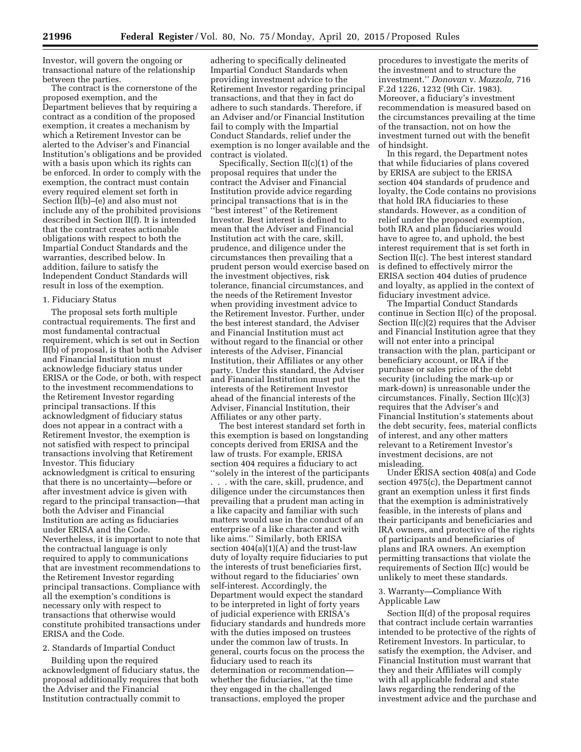Investor, will govern the ongoing or transactional nature of the relationship between the parties.

The contract is the cornerstone of the proposed exemption, and the Department believes that by requiring a contract as a condition of the proposed exemption, it creates a mechanism by which a Retirement Investor can be alerted to the Adviser's and Financial Institution's obligations and be provided with a basis upon which its rights can be enforced. In order to comply with the exemption, the contract must contain every required element set forth in Section II(b)–(e) and also must not include any of the prohibited provisions described in Section II(f). It is intended that the contract creates actionable obligations with respect to both the Impartial Conduct Standards and the warranties, described below. In addition, failure to satisfy the Independent Conduct Standards will result in loss of the exemption.

1. Fiduciary Status

The proposal sets forth multiple contractual requirements. The first and most fundamental contractual requirement, which is set out in Section II(b) of proposal, is that both the Adviser and Financial Institution must acknowledge fiduciary status under ERISA or the Code, or both, with respect to the investment recommendations to the Retirement Investor regarding principal transactions. If this acknowledgment of fiduciary status does not appear in a contract with a Retirement Investor, the exemption is not satisfied with respect to principal transactions involving that Retirement Investor. This fiduciary acknowledgment is critical to ensuring that there is no uncertainty—before or after investment advice is given with regard to the principal transaction—that both the Adviser and Financial Institution are acting as fiduciaries under ERISA and the Code. Nevertheless, it is important to note that the contractual language is only required to apply to communications that are investment recommendations to the Retirement Investor regarding principal transactions. Compliance with all the exemption's conditions is necessary only with respect to transactions that otherwise would constitute prohibited transactions under ERISA and the Code.

2. Standards of Impartial Conduct

Building upon the required acknowledgment of fiduciary status, the proposal additionally requires that both the Adviser and the Financial Institution contractually commit to adhering to specifically delineated Impartial Conduct Standards when providing investment advice to the Retirement Investor regarding principal transactions, and that they in fact do adhere to such standards. Therefore, if an Adviser and/or Financial Institution fail to comply with the Impartial Conduct Standards, relief under the exemption is no longer available and the contract is violated.

Specifically, Section II(c)(1) of the proposal requires that under the contract the Adviser and Financial Institution provide advice regarding principal transactions that is in the ''best interest'' of the Retirement Investor. Best interest is defined to mean that the Adviser and Financial Institution act with the care, skill, prudence, and diligence under the circumstances then prevailing that a prudent person would exercise based on the investment objectives, risk tolerance, financial circumstances, and the needs of the Retirement Investor when providing investment advice to the Retirement Investor. Further, under the best interest standard, the Adviser and Financial Institution must act without regard to the financial or other interests of the Adviser, Financial Institution, their Affiliates or any other party. Under this standard, the Adviser and Financial Institution must put the interests of the Retirement Investor ahead of the financial interests of the Adviser, Financial Institution, their Affiliates or any other party.

The best interest standard set forth in this exemption is based on longstanding concepts derived from ERISA and the law of trusts. For example, ERISA section 404 requires a fiduciary to act ''solely in the interest of the participants . . . with the care, skill, prudence, and diligence under the circumstances then prevailing that a prudent man acting in a like capacity and familiar with such matters would use in the conduct of an enterprise of a like character and with like aims.'' Similarly, both ERISA section 404(a)(1)(A) and the trust-law duty of loyalty require fiduciaries to put the interests of trust beneficiaries first, without regard to the fiduciaries' own self-interest. Accordingly, the Department would expect the standard to be interpreted in light of forty years of judicial experience with ERISA's fiduciary standards and hundreds more with the duties imposed on trustees under the common law of trusts. In general, courts focus on the process the fiduciary used to reach its determination or recommendation—whether the fiduciaries, ''at the time they engaged in the challenged transactions, employed the proper procedures to investigate the merits of the investment and to structure the investment.'' *Donovan* v. *Mazzola,* 716 F.2d 1226, 1232 (9th Cir. 1983). Moreover, a fiduciary's investment recommendation is measured based on the circumstances prevailing at the time of the transaction, not on how the investment turned out with the benefit of hindsight.

In this regard, the Department notes that while fiduciaries of plans covered by ERISA are subject to the ERISA section 404 standards of prudence and loyalty, the Code contains no provisions that hold IRA fiduciaries to these standards. However, as a condition of relief under the proposed exemption, both IRA and plan fiduciaries would have to agree to, and uphold, the best interest requirement that is set forth in Section II(c). The best interest standard is defined to effectively mirror the ERISA section 404 duties of prudence and loyalty, as applied in the context of fiduciary investment advice.

The Impartial Conduct Standards continue in Section II(c) of the proposal. Section II(c)(2) requires that the Adviser and Financial Institution agree that they will not enter into a principal transaction with the plan, participant or beneficiary account, or IRA if the purchase or sales price of the debt security (including the mark-up or mark-down) is unreasonable under the circumstances. Finally, Section II(c)(3) requires that the Adviser's and Financial Institution's statements about the debt security, fees, material conflicts of interest, and any other matters relevant to a Retirement Investor's investment decisions, are not misleading.

Under ERISA section 408(a) and Code section 4975(c), the Department cannot grant an exemption unless it first finds that the exemption is administratively feasible, in the interests of plans and their participants and beneficiaries and IRA owners, and protective of the rights of participants and beneficiaries of plans and IRA owners. An exemption permitting transactions that violate the requirements of Section II(c) would be unlikely to meet these standards.

3. Warranty—Compliance With Applicable Law

Section II(d) of the proposal requires that contract include certain warranties intended to be protective of the rights of Retirement Investors. In particular, to satisfy the exemption, the Adviser, and Financial Institution must warrant that they and their Affiliates will comply with all applicable federal and state laws regarding the rendering of the investment advice and the purchase and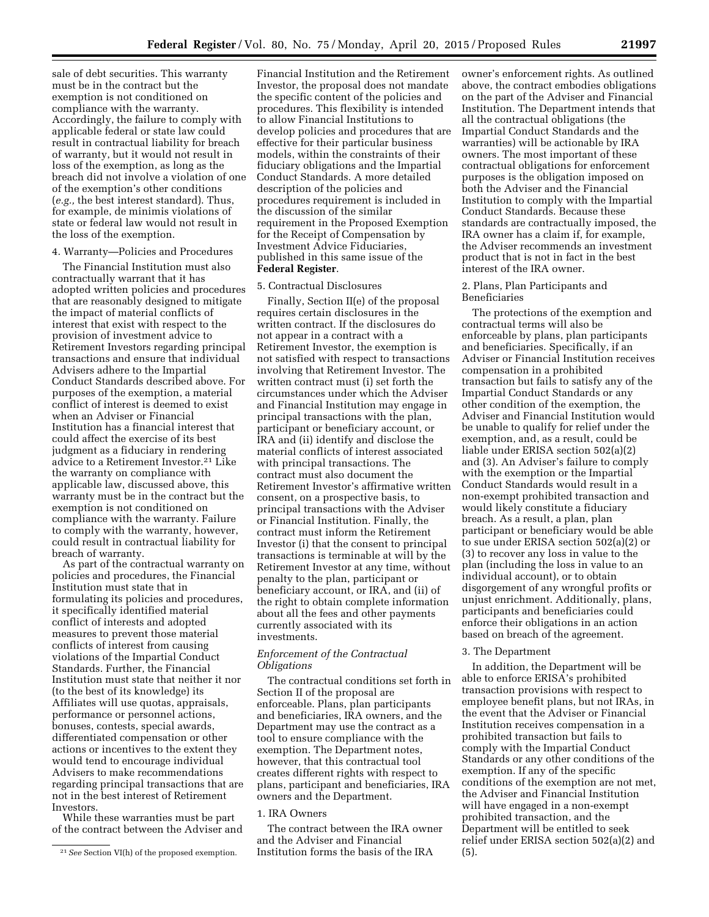sale of debt securities. This warranty must be in the contract but the exemption is not conditioned on compliance with the warranty. Accordingly, the failure to comply with applicable federal or state law could result in contractual liability for breach of warranty, but it would not result in loss of the exemption, as long as the breach did not involve a violation of one of the exemption's other conditions (*e.g.,* the best interest standard). Thus, for example, de minimis violations of state or federal law would not result in the loss of the exemption.

4. Warranty—Policies and Procedures

The Financial Institution must also contractually warrant that it has adopted written policies and procedures that are reasonably designed to mitigate the impact of material conflicts of interest that exist with respect to the provision of investment advice to Retirement Investors regarding principal transactions and ensure that individual Advisers adhere to the Impartial Conduct Standards described above. For purposes of the exemption, a material conflict of interest is deemed to exist when an Adviser or Financial Institution has a financial interest that could affect the exercise of its best judgment as a fiduciary in rendering advice to a Retirement Investor.[21] Like the warranty on compliance with applicable law, discussed above, this warranty must be in the contract but the exemption is not conditioned on compliance with the warranty. Failure to comply with the warranty, however, could result in contractual liability for breach of warranty.

As part of the contractual warranty on policies and procedures, the Financial Institution must state that in formulating its policies and procedures, it specifically identified material conflict of interests and adopted measures to prevent those material conflicts of interest from causing violations of the Impartial Conduct Standards. Further, the Financial Institution must state that neither it nor (to the best of its knowledge) its Affiliates will use quotas, appraisals, performance or personnel actions, bonuses, contests, special awards, differentiated compensation or other actions or incentives to the extent they would tend to encourage individual Advisers to make recommendations regarding principal transactions that are not in the best interest of Retirement Investors.

While these warranties must be part of the contract between the Adviser and Financial Institution and the Retirement Investor, the proposal does not mandate the specific content of the policies and procedures. This flexibility is intended to allow Financial Institutions to develop policies and procedures that are effective for their particular business models, within the constraints of their fiduciary obligations and the Impartial Conduct Standards. A more detailed description of the policies and procedures requirement is included in the discussion of the similar requirement in the Proposed Exemption for the Receipt of Compensation by Investment Advice Fiduciaries, published in this same issue of the **Federal Register**.

5. Contractual Disclosures

Finally, Section II(e) of the proposal requires certain disclosures in the written contract. If the disclosures do not appear in a contract with a Retirement Investor, the exemption is not satisfied with respect to transactions involving that Retirement Investor. The written contract must (i) set forth the circumstances under which the Adviser and Financial Institution may engage in principal transactions with the plan, participant or beneficiary account, or IRA and (ii) identify and disclose the material conflicts of interest associated with principal transactions. The contract must also document the Retirement Investor's affirmative written consent, on a prospective basis, to principal transactions with the Adviser or Financial Institution. Finally, the contract must inform the Retirement Investor (i) that the consent to principal transactions is terminable at will by the Retirement Investor at any time, without penalty to the plan, participant or beneficiary account, or IRA, and (ii) of the right to obtain complete information about all the fees and other payments currently associated with its investments.

*Enforcement of the Contractual Obligations*

The contractual conditions set forth in Section II of the proposal are enforceable. Plans, plan participants and beneficiaries, IRA owners, and the Department may use the contract as a tool to ensure compliance with the exemption. The Department notes, however, that this contractual tool creates different rights with respect to plans, participant and beneficiaries, IRA owners and the Department.

1. IRA Owners

The contract between the IRA owner and the Adviser and Financial Institution forms the basis of the IRA owner's enforcement rights. As outlined above, the contract embodies obligations on the part of the Adviser and Financial Institution. The Department intends that all the contractual obligations (the Impartial Conduct Standards and the warranties) will be actionable by IRA owners. The most important of these contractual obligations for enforcement purposes is the obligation imposed on both the Adviser and the Financial Institution to comply with the Impartial Conduct Standards. Because these standards are contractually imposed, the IRA owner has a claim if, for example, the Adviser recommends an investment product that is not in fact in the best interest of the IRA owner.

2. Plans, Plan Participants and Beneficiaries

The protections of the exemption and contractual terms will also be enforceable by plans, plan participants and beneficiaries. Specifically, if an Adviser or Financial Institution receives compensation in a prohibited transaction but fails to satisfy any of the Impartial Conduct Standards or any other condition of the exemption, the Adviser and Financial Institution would be unable to qualify for relief under the exemption, and, as a result, could be liable under ERISA section 502(a)(2) and (3). An Adviser's failure to comply with the exemption or the Impartial Conduct Standards would result in a non-exempt prohibited transaction and would likely constitute a fiduciary breach. As a result, a plan, plan participant or beneficiary would be able to sue under ERISA section 502(a)(2) or (3) to recover any loss in value to the plan (including the loss in value to an individual account), or to obtain disgorgement of any wrongful profits or unjust enrichment. Additionally, plans, participants and beneficiaries could enforce their obligations in an action based on breach of the agreement.

3. The Department

In addition, the Department will be able to enforce ERISA's prohibited transaction provisions with respect to employee benefit plans, but not IRAs, in the event that the Adviser or Financial Institution receives compensation in a prohibited transaction but fails to comply with the Impartial Conduct Standards or any other conditions of the exemption. If any of the specific conditions of the exemption are not met, the Adviser and Financial Institution will have engaged in a non-exempt prohibited transaction, and the Department will be entitled to seek relief under ERISA section 502(a)(2) and (5).

[21] *See* Section VI(h) of the proposed exemption.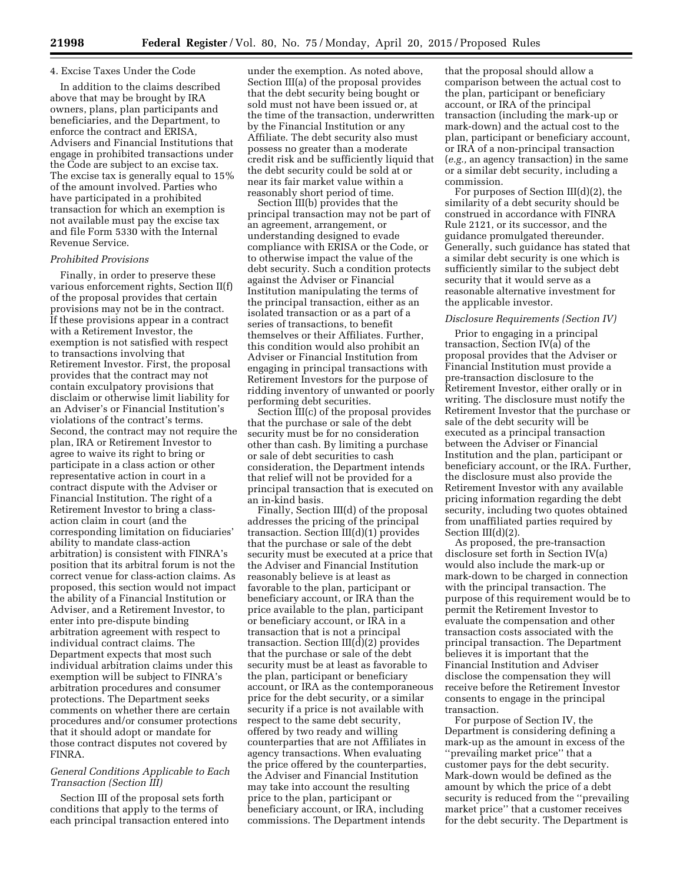4. Excise Taxes Under the Code

In addition to the claims described above that may be brought by IRA owners, plans, plan participants and beneficiaries, and the Department, to enforce the contract and ERISA, Advisers and Financial Institutions that engage in prohibited transactions under the Code are subject to an excise tax. The excise tax is generally equal to 15% of the amount involved. Parties who have participated in a prohibited transaction for which an exemption is not available must pay the excise tax and file Form 5330 with the Internal Revenue Service.

*Prohibited Provisions*

Finally, in order to preserve these various enforcement rights, Section II(f) of the proposal provides that certain provisions may not be in the contract. If these provisions appear in a contract with a Retirement Investor, the exemption is not satisfied with respect to transactions involving that Retirement Investor. First, the proposal provides that the contract may not contain exculpatory provisions that disclaim or otherwise limit liability for an Adviser's or Financial Institution's violations of the contract's terms. Second, the contract may not require the plan, IRA or Retirement Investor to agree to waive its right to bring or participate in a class action or other representative action in court in a contract dispute with the Adviser or Financial Institution. The right of a Retirement Investor to bring a class-action claim in court (and the corresponding limitation on fiduciaries' ability to mandate class-action arbitration) is consistent with FINRA's position that its arbitral forum is not the correct venue for class-action claims. As proposed, this section would not impact the ability of a Financial Institution or Adviser, and a Retirement Investor, to enter into pre-dispute binding arbitration agreement with respect to individual contract claims. The Department expects that most such individual arbitration claims under this exemption will be subject to FINRA's arbitration procedures and consumer protections. The Department seeks comments on whether there are certain procedures and/or consumer protections that it should adopt or mandate for those contract disputes not covered by FINRA.

*General Conditions Applicable to Each Transaction (Section III)*

Section III of the proposal sets forth conditions that apply to the terms of each principal transaction entered into under the exemption. As noted above, Section III(a) of the proposal provides that the debt security being bought or sold must not have been issued or, at the time of the transaction, underwritten by the Financial Institution or any Affiliate. The debt security also must possess no greater than a moderate credit risk and be sufficiently liquid that the debt security could be sold at or near its fair market value within a reasonably short period of time.

Section III(b) provides that the principal transaction may not be part of an agreement, arrangement, or understanding designed to evade compliance with ERISA or the Code, or to otherwise impact the value of the debt security. Such a condition protects against the Adviser or Financial Institution manipulating the terms of the principal transaction, either as an isolated transaction or as a part of a series of transactions, to benefit themselves or their Affiliates. Further, this condition would also prohibit an Adviser or Financial Institution from engaging in principal transactions with Retirement Investors for the purpose of ridding inventory of unwanted or poorly performing debt securities.

Section III(c) of the proposal provides that the purchase or sale of the debt security must be for no consideration other than cash. By limiting a purchase or sale of debt securities to cash consideration, the Department intends that relief will not be provided for a principal transaction that is executed on an in-kind basis.

Finally, Section III(d) of the proposal addresses the pricing of the principal transaction. Section III(d)(1) provides that the purchase or sale of the debt security must be executed at a price that the Adviser and Financial Institution reasonably believe is at least as favorable to the plan, participant or beneficiary account, or IRA than the price available to the plan, participant or beneficiary account, or IRA in a transaction that is not a principal transaction. Section III(d)(2) provides that the purchase or sale of the debt security must be at least as favorable to the plan, participant or beneficiary account, or IRA as the contemporaneous price for the debt security, or a similar security if a price is not available with respect to the same debt security, offered by two ready and willing counterparties that are not Affiliates in agency transactions. When evaluating the price offered by the counterparties, the Adviser and Financial Institution may take into account the resulting price to the plan, participant or beneficiary account, or IRA, including commissions. The Department intends that the proposal should allow a comparison between the actual cost to the plan, participant or beneficiary account, or IRA of the principal transaction (including the mark-up or mark-down) and the actual cost to the plan, participant or beneficiary account, or IRA of a non-principal transaction (*e.g.,* an agency transaction) in the same or a similar debt security, including a commission.

For purposes of Section III(d)(2), the similarity of a debt security should be construed in accordance with FINRA Rule 2121, or its successor, and the guidance promulgated thereunder. Generally, such guidance has stated that a similar debt security is one which is sufficiently similar to the subject debt security that it would serve as a reasonable alternative investment for the applicable investor.

*Disclosure Requirements (Section IV)*

Prior to engaging in a principal transaction, Section IV(a) of the proposal provides that the Adviser or Financial Institution must provide a pre-transaction disclosure to the Retirement Investor, either orally or in writing. The disclosure must notify the Retirement Investor that the purchase or sale of the debt security will be executed as a principal transaction between the Adviser or Financial Institution and the plan, participant or beneficiary account, or the IRA. Further, the disclosure must also provide the Retirement Investor with any available pricing information regarding the debt security, including two quotes obtained from unaffiliated parties required by Section III(d)(2).

As proposed, the pre-transaction disclosure set forth in Section IV(a) would also include the mark-up or mark-down to be charged in connection with the principal transaction. The purpose of this requirement would be to permit the Retirement Investor to evaluate the compensation and other transaction costs associated with the principal transaction. The Department believes it is important that the Financial Institution and Adviser disclose the compensation they will receive before the Retirement Investor consents to engage in the principal transaction.

For purpose of Section IV, the Department is considering defining a mark-up as the amount in excess of the "prevailing market price" that a customer pays for the debt security. Mark-down would be defined as the amount by which the price of a debt security is reduced from the "prevailing market price" that a customer receives for the debt security. The Department is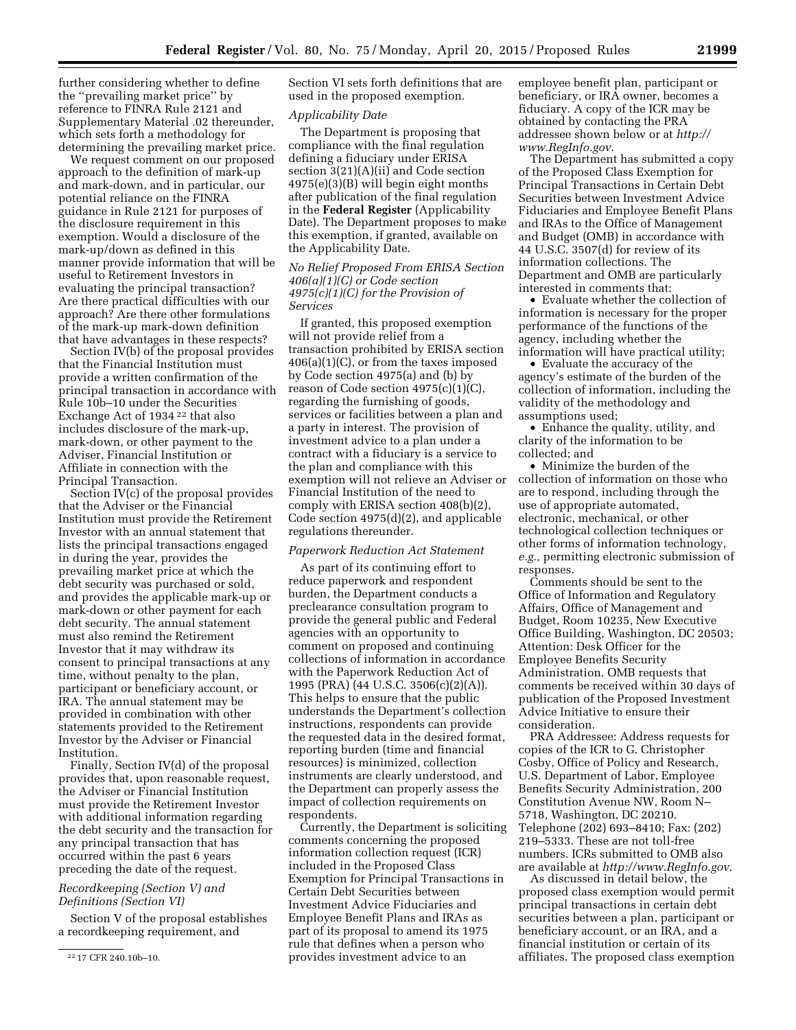further considering whether to define the ''prevailing market price'' by reference to FINRA Rule 2121 and Supplementary Material .02 thereunder, which sets forth a methodology for determining the prevailing market price.

We request comment on our proposed approach to the definition of mark-up and mark-down, and in particular, our potential reliance on the FINRA guidance in Rule 2121 for purposes of the disclosure requirement in this exemption. Would a disclosure of the mark-up/down as defined in this manner provide information that will be useful to Retirement Investors in evaluating the principal transaction? Are there practical difficulties with our approach? Are there other formulations of the mark-up mark-down definition that have advantages in these respects?

Section IV(b) of the proposal provides that the Financial Institution must provide a written confirmation of the principal transaction in accordance with Rule 10b–10 under the Securities Exchange Act of 1934 [22] that also includes disclosure of the mark-up, mark-down, or other payment to the Adviser, Financial Institution or Affiliate in connection with the Principal Transaction.

Section IV(c) of the proposal provides that the Adviser or the Financial Institution must provide the Retirement Investor with an annual statement that lists the principal transactions engaged in during the year, provides the prevailing market price at which the debt security was purchased or sold, and provides the applicable mark-up or mark-down or other payment for each debt security. The annual statement must also remind the Retirement Investor that it may withdraw its consent to principal transactions at any time, without penalty to the plan, participant or beneficiary account, or IRA. The annual statement may be provided in combination with other statements provided to the Retirement Investor by the Adviser or Financial Institution.

Finally, Section IV(d) of the proposal provides that, upon reasonable request, the Adviser or Financial Institution must provide the Retirement Investor with additional information regarding the debt security and the transaction for any principal transaction that has occurred within the past 6 years preceding the date of the request.

*Recordkeeping (Section V) and Definitions (Section VI)*

Section V of the proposal establishes a recordkeeping requirement, and Section VI sets forth definitions that are used in the proposed exemption.

*Applicability Date*

The Department is proposing that compliance with the final regulation defining a fiduciary under ERISA section 3(21)(A)(ii) and Code section 4975(e)(3)(B) will begin eight months after publication of the final regulation in the **Federal Register** (Applicability Date). The Department proposes to make this exemption, if granted, available on the Applicability Date.

*No Relief Proposed From ERISA Section 406(a)(1)(C) or Code section 4975(c)(1)(C) for the Provision of Services*

If granted, this proposed exemption will not provide relief from a transaction prohibited by ERISA section 406(a)(1)(C), or from the taxes imposed by Code section 4975(a) and (b) by reason of Code section 4975(c)(1)(C), regarding the furnishing of goods, services or facilities between a plan and a party in interest. The provision of investment advice to a plan under a contract with a fiduciary is a service to the plan and compliance with this exemption will not relieve an Adviser or Financial Institution of the need to comply with ERISA section 408(b)(2), Code section 4975(d)(2), and applicable regulations thereunder.

*Paperwork Reduction Act Statement*

As part of its continuing effort to reduce paperwork and respondent burden, the Department conducts a preclearance consultation program to provide the general public and Federal agencies with an opportunity to comment on proposed and continuing collections of information in accordance with the Paperwork Reduction Act of 1995 (PRA) (44 U.S.C. 3506(c)(2)(A)). This helps to ensure that the public understands the Department's collection instructions, respondents can provide the requested data in the desired format, reporting burden (time and financial resources) is minimized, collection instruments are clearly understood, and the Department can properly assess the impact of collection requirements on respondents.

Currently, the Department is soliciting comments concerning the proposed information collection request (ICR) included in the Proposed Class Exemption for Principal Transactions in Certain Debt Securities between Investment Advice Fiduciaries and Employee Benefit Plans and IRAs as part of its proposal to amend its 1975 rule that defines when a person who provides investment advice to an employee benefit plan, participant or beneficiary, or IRA owner, becomes a fiduciary. A copy of the ICR may be obtained by contacting the PRA addressee shown below or at *http://www.RegInfo.gov*.

The Department has submitted a copy of the Proposed Class Exemption for Principal Transactions in Certain Debt Securities between Investment Advice Fiduciaries and Employee Benefit Plans and IRAs to the Office of Management and Budget (OMB) in accordance with 44 U.S.C. 3507(d) for review of its information collections. The Department and OMB are particularly interested in comments that:

- Evaluate whether the collection of information is necessary for the proper performance of the functions of the agency, including whether the information will have practical utility;
- Evaluate the accuracy of the agency's estimate of the burden of the collection of information, including the validity of the methodology and assumptions used;
- Enhance the quality, utility, and clarity of the information to be collected; and
- Minimize the burden of the collection of information on those who are to respond, including through the use of appropriate automated, electronic, mechanical, or other technological collection techniques or other forms of information technology, *e.g.,* permitting electronic submission of responses.

Comments should be sent to the Office of Information and Regulatory Affairs, Office of Management and Budget, Room 10235, New Executive Office Building, Washington, DC 20503; Attention: Desk Officer for the Employee Benefits Security Administration. OMB requests that comments be received within 30 days of publication of the Proposed Investment Advice Initiative to ensure their consideration.

PRA Addressee: Address requests for copies of the ICR to G. Christopher Cosby, Office of Policy and Research, U.S. Department of Labor, Employee Benefits Security Administration, 200 Constitution Avenue NW, Room N–5718, Washington, DC 20210. Telephone (202) 693–8410; Fax: (202) 219–5333. These are not toll-free numbers. ICRs submitted to OMB also are available at *http://www.RegInfo.gov*.

As discussed in detail below, the proposed class exemption would permit principal transactions in certain debt securities between a plan, participant or beneficiary account, or an IRA, and a financial institution or certain of its affiliates. The proposed class exemption

---

[22] 17 CFR 240.10b–10.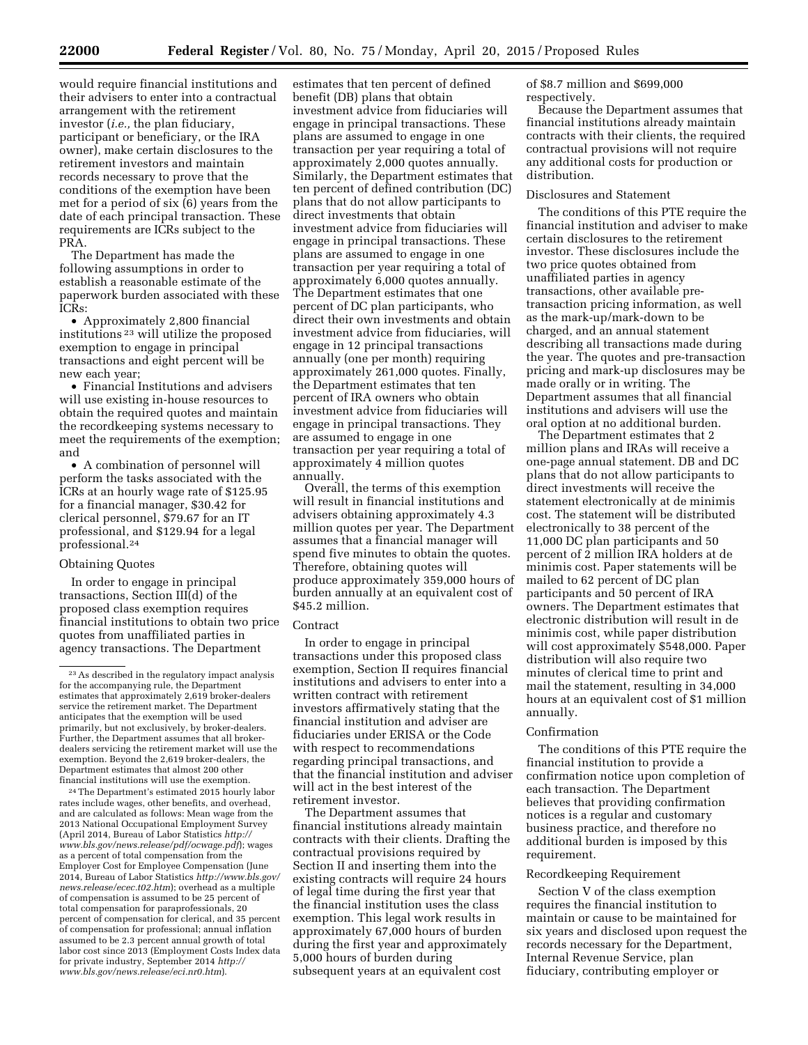would require financial institutions and their advisers to enter into a contractual arrangement with the retirement investor (*i.e.,* the plan fiduciary, participant or beneficiary, or the IRA owner), make certain disclosures to the retirement investors and maintain records necessary to prove that the conditions of the exemption have been met for a period of six (6) years from the date of each principal transaction. These requirements are ICRs subject to the PRA.

The Department has made the following assumptions in order to establish a reasonable estimate of the paperwork burden associated with these ICRs:

- Approximately 2,800 financial institutions [23] will utilize the proposed exemption to engage in principal transactions and eight percent will be new each year;
- Financial Institutions and advisers will use existing in-house resources to obtain the required quotes and maintain the recordkeeping systems necessary to meet the requirements of the exemption; and
- A combination of personnel will perform the tasks associated with the ICRs at an hourly wage rate of $125.95 for a financial manager, $30.42 for clerical personnel, $79.67 for an IT professional, and $129.94 for a legal professional.[24]

Obtaining Quotes

In order to engage in principal transactions, Section III(d) of the proposed class exemption requires financial institutions to obtain two price quotes from unaffiliated parties in agency transactions. The Department estimates that ten percent of defined benefit (DB) plans that obtain investment advice from fiduciaries will engage in principal transactions. These plans are assumed to engage in one transaction per year requiring a total of approximately 2,000 quotes annually. Similarly, the Department estimates that ten percent of defined contribution (DC) plans that do not allow participants to direct investments that obtain investment advice from fiduciaries will engage in principal transactions. These plans are assumed to engage in one transaction per year requiring a total of approximately 6,000 quotes annually. The Department estimates that one percent of DC plan participants, who direct their own investments and obtain investment advice from fiduciaries, will engage in 12 principal transactions annually (one per month) requiring approximately 261,000 quotes. Finally, the Department estimates that ten percent of IRA owners who obtain investment advice from fiduciaries will engage in principal transactions. They are assumed to engage in one transaction per year requiring a total of approximately 4 million quotes annually.

Overall, the terms of this exemption will result in financial institutions and advisers obtaining approximately 4.3 million quotes per year. The Department assumes that a financial manager will spend five minutes to obtain the quotes. Therefore, obtaining quotes will produce approximately 359,000 hours of burden annually at an equivalent cost of $45.2 million.

Contract

In order to engage in principal transactions under this proposed class exemption, Section II requires financial institutions and advisers to enter into a written contract with retirement investors affirmatively stating that the financial institution and adviser are fiduciaries under ERISA or the Code with respect to recommendations regarding principal transactions, and that the financial institution and adviser will act in the best interest of the retirement investor.

The Department assumes that financial institutions already maintain contracts with their clients. Drafting the contractual provisions required by Section II and inserting them into the existing contracts will require 24 hours of legal time during the first year that the financial institution uses the class exemption. This legal work results in approximately 67,000 hours of burden during the first year and approximately 5,000 hours of burden during subsequent years at an equivalent cost of $8.7 million and $699,000 respectively.

Because the Department assumes that financial institutions already maintain contracts with their clients, the required contractual provisions will not require any additional costs for production or distribution.

Disclosures and Statement

The conditions of this PTE require the financial institution and adviser to make certain disclosures to the retirement investor. These disclosures include the two price quotes obtained from unaffiliated parties in agency transactions, other available pre-transaction pricing information, as well as the mark-up/mark-down to be charged, and an annual statement describing all transactions made during the year. The quotes and pre-transaction pricing and mark-up disclosures may be made orally or in writing. The Department assumes that all financial institutions and advisers will use the oral option at no additional burden.

The Department estimates that 2 million plans and IRAs will receive a one-page annual statement. DB and DC plans that do not allow participants to direct investments will receive the statement electronically at de minimis cost. The statement will be distributed electronically to 38 percent of the 11,000 DC plan participants and 50 percent of 2 million IRA holders at de minimis cost. Paper statements will be mailed to 62 percent of DC plan participants and 50 percent of IRA owners. The Department estimates that electronic distribution will result in de minimis cost, while paper distribution will cost approximately $548,000. Paper distribution will also require two minutes of clerical time to print and mail the statement, resulting in 34,000 hours at an equivalent cost of $1 million annually.

Confirmation

The conditions of this PTE require the financial institution to provide a confirmation notice upon completion of each transaction. The Department believes that providing confirmation notices is a regular and customary business practice, and therefore no additional burden is imposed by this requirement.

Recordkeeping Requirement

Section V of the class exemption requires the financial institution to maintain or cause to be maintained for six years and disclosed upon request the records necessary for the Department, Internal Revenue Service, plan fiduciary, contributing employer or

---

[23] As described in the regulatory impact analysis for the accompanying rule, the Department estimates that approximately 2,619 broker-dealers service the retirement market. The Department anticipates that the exemption will be used primarily, but not exclusively, by broker-dealers. Further, the Department assumes that all broker-dealers servicing the retirement market will use the exemption. Beyond the 2,619 broker-dealers, the Department estimates that almost 200 other financial institutions will use the exemption.

[24] The Department's estimated 2015 hourly labor rates include wages, other benefits, and overhead, and are calculated as follows: Mean wage from the 2013 National Occupational Employment Survey (April 2014, Bureau of Labor Statistics *http://www.bls.gov/news.release/pdf/ocwage.pdf*); wages as a percent of total compensation from the Employer Cost for Employee Compensation (June 2014, Bureau of Labor Statistics *http://www.bls.gov/news.release/ecec.t02.htm*); overhead as a multiple of compensation is assumed to be 25 percent of total compensation for paraprofessionals, 20 percent of compensation for clerical, and 35 percent of compensation for professional; annual inflation assumed to be 2.3 percent annual growth of total labor cost since 2013 (Employment Costs Index data for private industry, September 2014 *http://www.bls.gov/news.release/eci.nr0.htm*).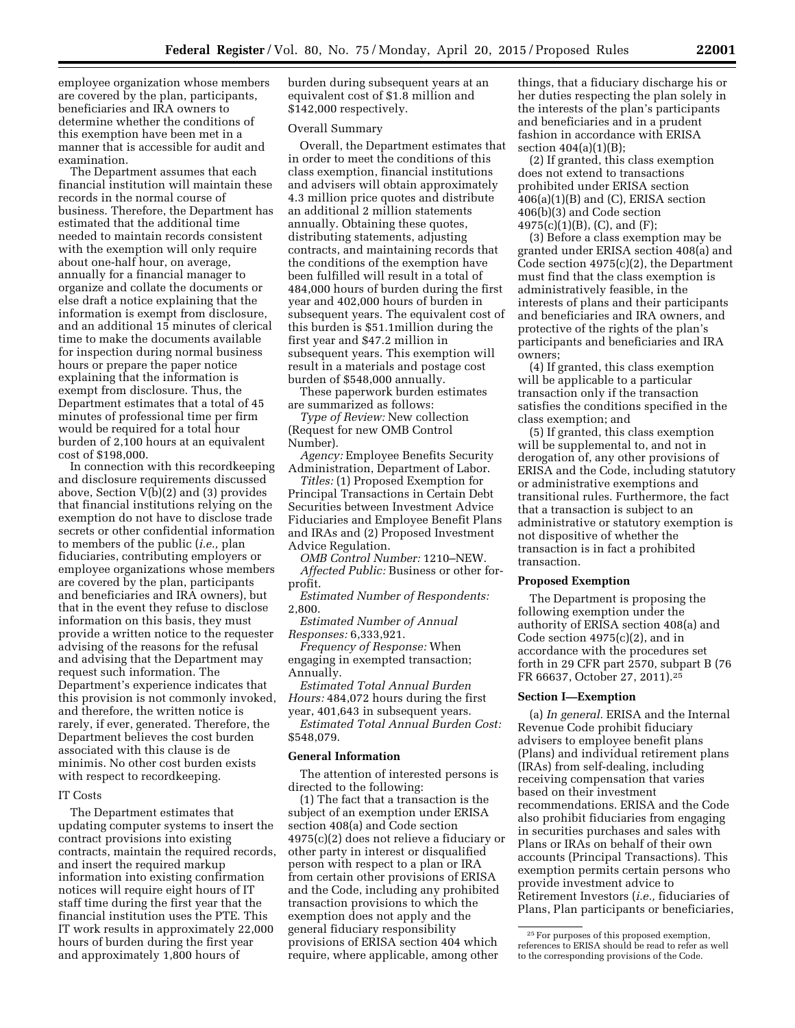employee organization whose members are covered by the plan, participants, beneficiaries and IRA owners to determine whether the conditions of this exemption have been met in a manner that is accessible for audit and examination.

The Department assumes that each financial institution will maintain these records in the normal course of business. Therefore, the Department has estimated that the additional time needed to maintain records consistent with the exemption will only require about one-half hour, on average, annually for a financial manager to organize and collate the documents or else draft a notice explaining that the information is exempt from disclosure, and an additional 15 minutes of clerical time to make the documents available for inspection during normal business hours or prepare the paper notice explaining that the information is exempt from disclosure. Thus, the Department estimates that a total of 45 minutes of professional time per firm would be required for a total hour burden of 2,100 hours at an equivalent cost of $198,000.

In connection with this recordkeeping and disclosure requirements discussed above, Section V(b)(2) and (3) provides that financial institutions relying on the exemption do not have to disclose trade secrets or other confidential information to members of the public (*i.e.,* plan fiduciaries, contributing employers or employee organizations whose members are covered by the plan, participants and beneficiaries and IRA owners), but that in the event they refuse to disclose information on this basis, they must provide a written notice to the requester advising of the reasons for the refusal and advising that the Department may request such information. The Department's experience indicates that this provision is not commonly invoked, and therefore, the written notice is rarely, if ever, generated. Therefore, the Department believes the cost burden associated with this clause is de minimis. No other cost burden exists with respect to recordkeeping.

IT Costs

The Department estimates that updating computer systems to insert the contract provisions into existing contracts, maintain the required records, and insert the required markup information into existing confirmation notices will require eight hours of IT staff time during the first year that the financial institution uses the PTE. This IT work results in approximately 22,000 hours of burden during the first year and approximately 1,800 hours of burden during subsequent years at an equivalent cost of $1.8 million and $142,000 respectively.

Overall Summary

Overall, the Department estimates that in order to meet the conditions of this class exemption, financial institutions and advisers will obtain approximately 4.3 million price quotes and distribute an additional 2 million statements annually. Obtaining these quotes, distributing statements, adjusting contracts, and maintaining records that the conditions of the exemption have been fulfilled will result in a total of 484,000 hours of burden during the first year and 402,000 hours of burden in subsequent years. The equivalent cost of this burden is $51.1million during the first year and $47.2 million in subsequent years. This exemption will result in a materials and postage cost burden of $548,000 annually.

These paperwork burden estimates are summarized as follows:

*Type of Review:* New collection (Request for new OMB Control Number).

*Agency:* Employee Benefits Security Administration, Department of Labor.

*Titles:* (1) Proposed Exemption for Principal Transactions in Certain Debt Securities between Investment Advice Fiduciaries and Employee Benefit Plans and IRAs and (2) Proposed Investment Advice Regulation.

*OMB Control Number:* 1210–NEW.

*Affected Public:* Business or other for-profit.

*Estimated Number of Respondents:* 2,800.

*Estimated Number of Annual Responses:* 6,333,921.

*Frequency of Response:* When engaging in exempted transaction; Annually.

*Estimated Total Annual Burden Hours:* 484,072 hours during the first year, 401,643 in subsequent years.

*Estimated Total Annual Burden Cost:* $548,079.

**General Information**

The attention of interested persons is directed to the following:

(1) The fact that a transaction is the subject of an exemption under ERISA section 408(a) and Code section 4975(c)(2) does not relieve a fiduciary or other party in interest or disqualified person with respect to a plan or IRA from certain other provisions of ERISA and the Code, including any prohibited transaction provisions to which the exemption does not apply and the general fiduciary responsibility provisions of ERISA section 404 which require, where applicable, among other things, that a fiduciary discharge his or her duties respecting the plan solely in the interests of the plan's participants and beneficiaries and in a prudent fashion in accordance with ERISA section 404(a)(1)(B);

(2) If granted, this class exemption does not extend to transactions prohibited under ERISA section 406(a)(1)(B) and (C), ERISA section 406(b)(3) and Code section 4975(c)(1)(B), (C), and (F);

(3) Before a class exemption may be granted under ERISA section 408(a) and Code section 4975(c)(2), the Department must find that the class exemption is administratively feasible, in the interests of plans and their participants and beneficiaries and IRA owners, and protective of the rights of the plan's participants and beneficiaries and IRA owners;

(4) If granted, this class exemption will be applicable to a particular transaction only if the transaction satisfies the conditions specified in the class exemption; and

(5) If granted, this class exemption will be supplemental to, and not in derogation of, any other provisions of ERISA and the Code, including statutory or administrative exemptions and transitional rules. Furthermore, the fact that a transaction is subject to an administrative or statutory exemption is not dispositive of whether the transaction is in fact a prohibited transaction.

**Proposed Exemption**

The Department is proposing the following exemption under the authority of ERISA section 408(a) and Code section 4975(c)(2), and in accordance with the procedures set forth in 29 CFR part 2570, subpart B (76 FR 66637, October 27, 2011).[25]

**Section I—Exemption**

(a) *In general.* ERISA and the Internal Revenue Code prohibit fiduciary advisers to employee benefit plans (Plans) and individual retirement plans (IRAs) from self-dealing, including receiving compensation that varies based on their investment recommendations. ERISA and the Code also prohibit fiduciaries from engaging in securities purchases and sales with Plans or IRAs on behalf of their own accounts (Principal Transactions). This exemption permits certain persons who provide investment advice to Retirement Investors (*i.e.,* fiduciaries of Plans, Plan participants or beneficiaries,

[25] For purposes of this proposed exemption, references to ERISA should be read to refer as well to the corresponding provisions of the Code.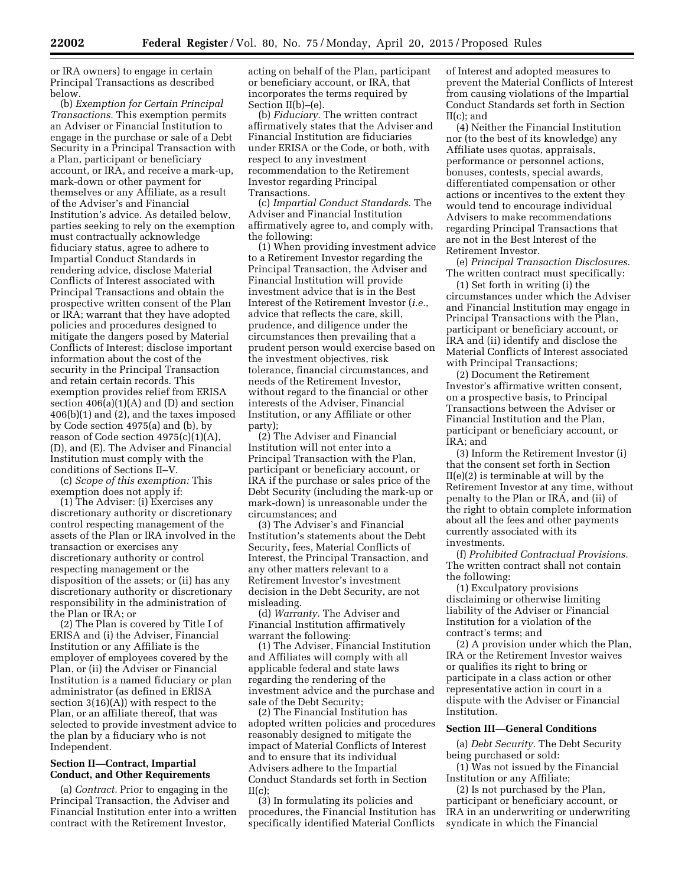or IRA owners) to engage in certain Principal Transactions as described below.

(b) *Exemption for Certain Principal Transactions.* This exemption permits an Adviser or Financial Institution to engage in the purchase or sale of a Debt Security in a Principal Transaction with a Plan, participant or beneficiary account, or IRA, and receive a mark-up, mark-down or other payment for themselves or any Affiliate, as a result of the Adviser's and Financial Institution's advice. As detailed below, parties seeking to rely on the exemption must contractually acknowledge fiduciary status, agree to adhere to Impartial Conduct Standards in rendering advice, disclose Material Conflicts of Interest associated with Principal Transactions and obtain the prospective written consent of the Plan or IRA; warrant that they have adopted policies and procedures designed to mitigate the dangers posed by Material Conflicts of Interest; disclose important information about the cost of the security in the Principal Transaction and retain certain records. This exemption provides relief from ERISA section 406(a)(1)(A) and (D) and section 406(b)(1) and (2), and the taxes imposed by Code section 4975(a) and (b), by reason of Code section 4975(c)(1)(A), (D), and (E). The Adviser and Financial Institution must comply with the conditions of Sections II–V.

(c) *Scope of this exemption:* This exemption does not apply if:

(1) The Adviser: (i) Exercises any discretionary authority or discretionary control respecting management of the assets of the Plan or IRA involved in the transaction or exercises any discretionary authority or control respecting management or the disposition of the assets; or (ii) has any discretionary authority or discretionary responsibility in the administration of the Plan or IRA; or

(2) The Plan is covered by Title I of ERISA and (i) the Adviser, Financial Institution or any Affiliate is the employer of employees covered by the Plan, or (ii) the Adviser or Financial Institution is a named fiduciary or plan administrator (as defined in ERISA section 3(16)(A)) with respect to the Plan, or an affiliate thereof, that was selected to provide investment advice to the plan by a fiduciary who is not Independent.

**Section II—Contract, Impartial Conduct, and Other Requirements**

(a) *Contract.* Prior to engaging in the Principal Transaction, the Adviser and Financial Institution enter into a written contract with the Retirement Investor, acting on behalf of the Plan, participant or beneficiary account, or IRA, that incorporates the terms required by Section II(b)–(e).

(b) *Fiduciary.* The written contract affirmatively states that the Adviser and Financial Institution are fiduciaries under ERISA or the Code, or both, with respect to any investment recommendation to the Retirement Investor regarding Principal Transactions.

(c) *Impartial Conduct Standards.* The Adviser and Financial Institution affirmatively agree to, and comply with, the following:

(1) When providing investment advice to a Retirement Investor regarding the Principal Transaction, the Adviser and Financial Institution will provide investment advice that is in the Best Interest of the Retirement Investor (*i.e.,* advice that reflects the care, skill, prudence, and diligence under the circumstances then prevailing that a prudent person would exercise based on the investment objectives, risk tolerance, financial circumstances, and needs of the Retirement Investor, without regard to the financial or other interests of the Adviser, Financial Institution, or any Affiliate or other party);

(2) The Adviser and Financial Institution will not enter into a Principal Transaction with the Plan, participant or beneficiary account, or IRA if the purchase or sales price of the Debt Security (including the mark-up or mark-down) is unreasonable under the circumstances; and

(3) The Adviser's and Financial Institution's statements about the Debt Security, fees, Material Conflicts of Interest, the Principal Transaction, and any other matters relevant to a Retirement Investor's investment decision in the Debt Security, are not misleading.

(d) *Warranty.* The Adviser and Financial Institution affirmatively warrant the following:

(1) The Adviser, Financial Institution and Affiliates will comply with all applicable federal and state laws regarding the rendering of the investment advice and the purchase and sale of the Debt Security;

(2) The Financial Institution has adopted written policies and procedures reasonably designed to mitigate the impact of Material Conflicts of Interest and to ensure that its individual Advisers adhere to the Impartial Conduct Standards set forth in Section II(c);

(3) In formulating its policies and procedures, the Financial Institution has specifically identified Material Conflicts of Interest and adopted measures to prevent the Material Conflicts of Interest from causing violations of the Impartial Conduct Standards set forth in Section II(c); and

(4) Neither the Financial Institution nor (to the best of its knowledge) any Affiliate uses quotas, appraisals, performance or personnel actions, bonuses, contests, special awards, differentiated compensation or other actions or incentives to the extent they would tend to encourage individual Advisers to make recommendations regarding Principal Transactions that are not in the Best Interest of the Retirement Investor.

(e) *Principal Transaction Disclosures.* The written contract must specifically:

(1) Set forth in writing (i) the circumstances under which the Adviser and Financial Institution may engage in Principal Transactions with the Plan, participant or beneficiary account, or IRA and (ii) identify and disclose the Material Conflicts of Interest associated with Principal Transactions;

(2) Document the Retirement Investor's affirmative written consent, on a prospective basis, to Principal Transactions between the Adviser or Financial Institution and the Plan, participant or beneficiary account, or IRA; and

(3) Inform the Retirement Investor (i) that the consent set forth in Section II(e)(2) is terminable at will by the Retirement Investor at any time, without penalty to the Plan or IRA, and (ii) of the right to obtain complete information about all the fees and other payments currently associated with its investments.

(f) *Prohibited Contractual Provisions.* The written contract shall not contain the following:

(1) Exculpatory provisions disclaiming or otherwise limiting liability of the Adviser or Financial Institution for a violation of the contract's terms; and

(2) A provision under which the Plan, IRA or the Retirement Investor waives or qualifies its right to bring or participate in a class action or other representative action in court in a dispute with the Adviser or Financial Institution.

**Section III—General Conditions**

(a) *Debt Security.* The Debt Security being purchased or sold:

(1) Was not issued by the Financial Institution or any Affiliate;

(2) Is not purchased by the Plan, participant or beneficiary account, or IRA in an underwriting or underwriting syndicate in which the Financial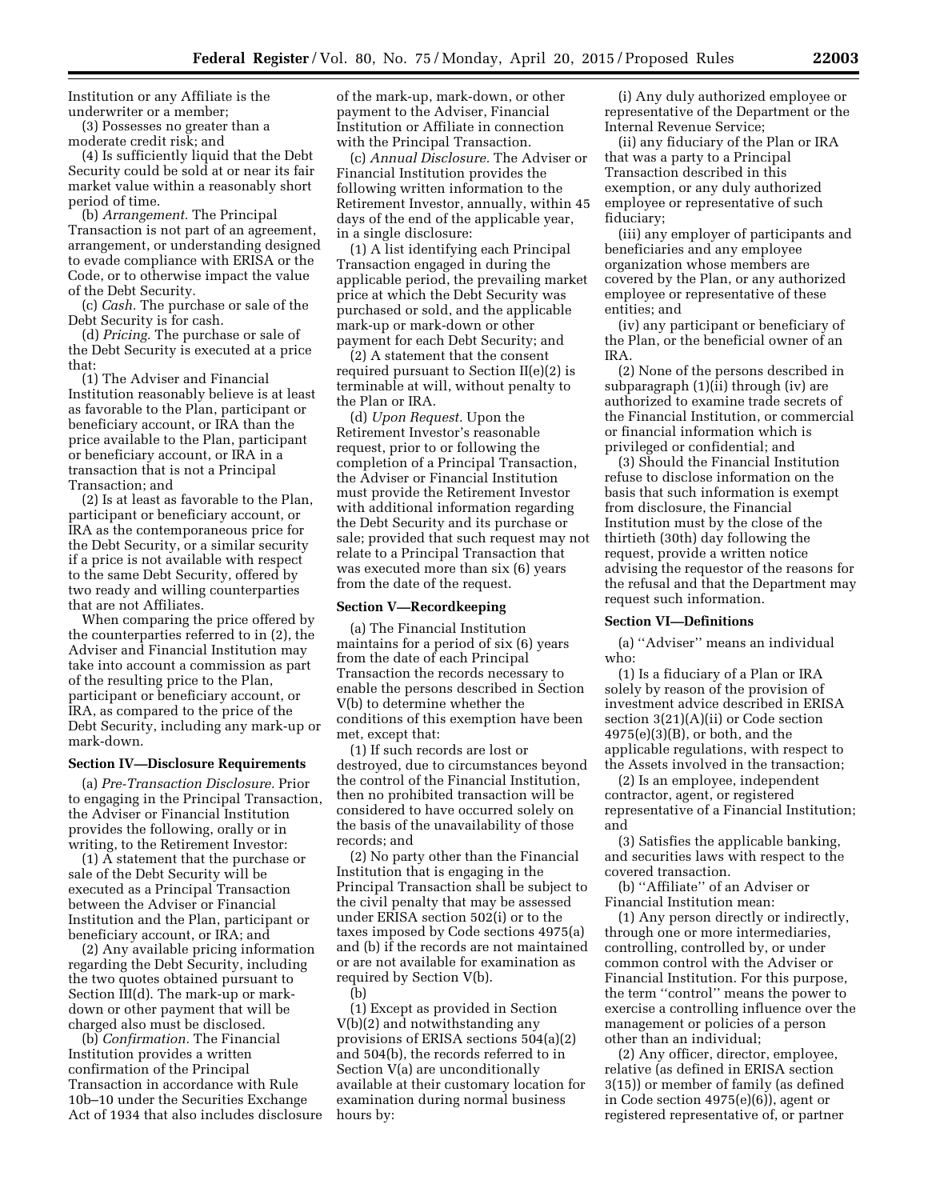Institution or any Affiliate is the underwriter or a member;

(3) Possesses no greater than a moderate credit risk; and

(4) Is sufficiently liquid that the Debt Security could be sold at or near its fair market value within a reasonably short period of time.

(b) *Arrangement.* The Principal Transaction is not part of an agreement, arrangement, or understanding designed to evade compliance with ERISA or the Code, or to otherwise impact the value of the Debt Security.

(c) *Cash.* The purchase or sale of the Debt Security is for cash.

(d) *Pricing.* The purchase or sale of the Debt Security is executed at a price that:

(1) The Adviser and Financial Institution reasonably believe is at least as favorable to the Plan, participant or beneficiary account, or IRA than the price available to the Plan, participant or beneficiary account, or IRA in a transaction that is not a Principal Transaction; and

(2) Is at least as favorable to the Plan, participant or beneficiary account, or IRA as the contemporaneous price for the Debt Security, or a similar security if a price is not available with respect to the same Debt Security, offered by two ready and willing counterparties that are not Affiliates.

When comparing the price offered by the counterparties referred to in (2), the Adviser and Financial Institution may take into account a commission as part of the resulting price to the Plan, participant or beneficiary account, or IRA, as compared to the price of the Debt Security, including any mark-up or mark-down.

**Section IV—Disclosure Requirements**

(a) *Pre-Transaction Disclosure.* Prior to engaging in the Principal Transaction, the Adviser or Financial Institution provides the following, orally or in writing, to the Retirement Investor:

(1) A statement that the purchase or sale of the Debt Security will be executed as a Principal Transaction between the Adviser or Financial Institution and the Plan, participant or beneficiary account, or IRA; and

(2) Any available pricing information regarding the Debt Security, including the two quotes obtained pursuant to Section III(d). The mark-up or mark-down or other payment that will be charged also must be disclosed.

(b) *Confirmation.* The Financial Institution provides a written confirmation of the Principal Transaction in accordance with Rule 10b–10 under the Securities Exchange Act of 1934 that also includes disclosure of the mark-up, mark-down, or other payment to the Adviser, Financial Institution or Affiliate in connection with the Principal Transaction.

(c) *Annual Disclosure.* The Adviser or Financial Institution provides the following written information to the Retirement Investor, annually, within 45 days of the end of the applicable year, in a single disclosure:

(1) A list identifying each Principal Transaction engaged in during the applicable period, the prevailing market price at which the Debt Security was purchased or sold, and the applicable mark-up or mark-down or other payment for each Debt Security; and

(2) A statement that the consent required pursuant to Section II(e)(2) is terminable at will, without penalty to the Plan or IRA.

(d) *Upon Request.* Upon the Retirement Investor's reasonable request, prior to or following the completion of a Principal Transaction, the Adviser or Financial Institution must provide the Retirement Investor with additional information regarding the Debt Security and its purchase or sale; provided that such request may not relate to a Principal Transaction that was executed more than six (6) years from the date of the request.

**Section V—Recordkeeping**

(a) The Financial Institution maintains for a period of six (6) years from the date of each Principal Transaction the records necessary to enable the persons described in Section V(b) to determine whether the conditions of this exemption have been met, except that:

(1) If such records are lost or destroyed, due to circumstances beyond the control of the Financial Institution, then no prohibited transaction will be considered to have occurred solely on the basis of the unavailability of those records; and

(2) No party other than the Financial Institution that is engaging in the Principal Transaction shall be subject to the civil penalty that may be assessed under ERISA section 502(i) or to the taxes imposed by Code sections 4975(a) and (b) if the records are not maintained or are not available for examination as required by Section V(b).

(b)

(1) Except as provided in Section V(b)(2) and notwithstanding any provisions of ERISA sections 504(a)(2) and 504(b), the records referred to in Section V(a) are unconditionally available at their customary location for examination during normal business hours by:

(i) Any duly authorized employee or representative of the Department or the Internal Revenue Service;

(ii) any fiduciary of the Plan or IRA that was a party to a Principal Transaction described in this exemption, or any duly authorized employee or representative of such fiduciary;

(iii) any employer of participants and beneficiaries and any employee organization whose members are covered by the Plan, or any authorized employee or representative of these entities; and

(iv) any participant or beneficiary of the Plan, or the beneficial owner of an IRA.

(2) None of the persons described in subparagraph (1)(ii) through (iv) are authorized to examine trade secrets of the Financial Institution, or commercial or financial information which is privileged or confidential; and

(3) Should the Financial Institution refuse to disclose information on the basis that such information is exempt from disclosure, the Financial Institution must by the close of the thirtieth (30th) day following the request, provide a written notice advising the requestor of the reasons for the refusal and that the Department may request such information.

**Section VI—Definitions**

(a) ''Adviser'' means an individual who:

(1) Is a fiduciary of a Plan or IRA solely by reason of the provision of investment advice described in ERISA section 3(21)(A)(ii) or Code section 4975(e)(3)(B), or both, and the applicable regulations, with respect to the Assets involved in the transaction;

(2) Is an employee, independent contractor, agent, or registered representative of a Financial Institution; and

(3) Satisfies the applicable banking, and securities laws with respect to the covered transaction.

(b) ''Affiliate'' of an Adviser or Financial Institution mean:

(1) Any person directly or indirectly, through one or more intermediaries, controlling, controlled by, or under common control with the Adviser or Financial Institution. For this purpose, the term ''control'' means the power to exercise a controlling influence over the management or policies of a person other than an individual;

(2) Any officer, director, employee, relative (as defined in ERISA section 3(15)) or member of family (as defined in Code section 4975(e)(6)), agent or registered representative of, or partner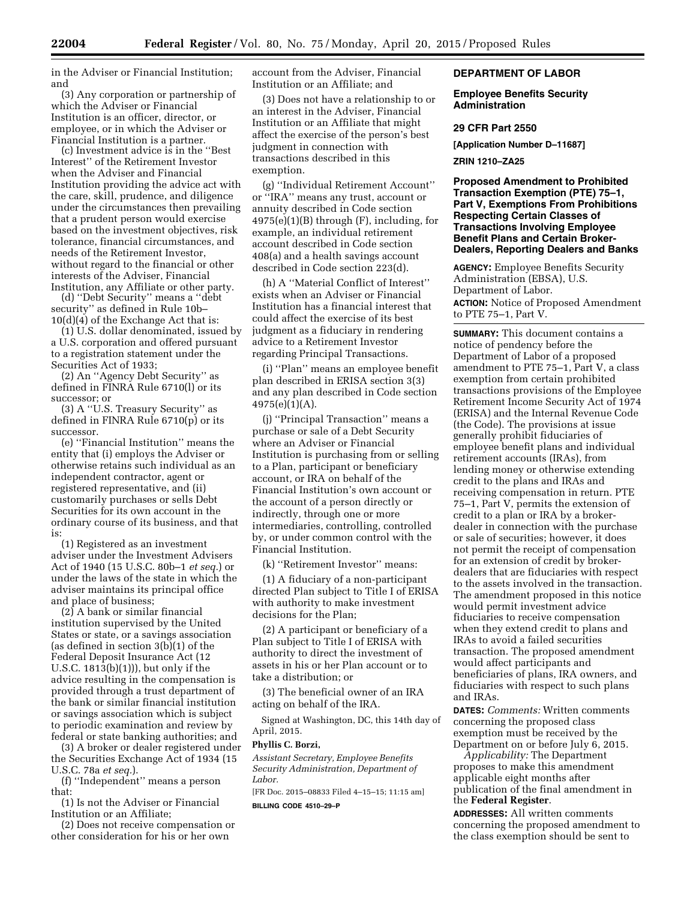in the Adviser or Financial Institution; and

(3) Any corporation or partnership of which the Adviser or Financial Institution is an officer, director, or employee, or in which the Adviser or Financial Institution is a partner.

(c) Investment advice is in the ''Best Interest'' of the Retirement Investor when the Adviser and Financial Institution providing the advice act with the care, skill, prudence, and diligence under the circumstances then prevailing that a prudent person would exercise based on the investment objectives, risk tolerance, financial circumstances, and needs of the Retirement Investor, without regard to the financial or other interests of the Adviser, Financial Institution, any Affiliate or other party.

(d) ''Debt Security'' means a ''debt security'' as defined in Rule 10b–10(d)(4) of the Exchange Act that is:

(1) U.S. dollar denominated, issued by a U.S. corporation and offered pursuant to a registration statement under the Securities Act of 1933;

(2) An ''Agency Debt Security'' as defined in FINRA Rule 6710(l) or its successor; or

(3) A ''U.S. Treasury Security'' as defined in FINRA Rule 6710(p) or its successor.

(e) ''Financial Institution'' means the entity that (i) employs the Adviser or otherwise retains such individual as an independent contractor, agent or registered representative, and (ii) customarily purchases or sells Debt Securities for its own account in the ordinary course of its business, and that is:

(1) Registered as an investment adviser under the Investment Advisers Act of 1940 (15 U.S.C. 80b–1 *et seq.*) or under the laws of the state in which the adviser maintains its principal office and place of business;

(2) A bank or similar financial institution supervised by the United States or state, or a savings association (as defined in section 3(b)(1) of the Federal Deposit Insurance Act (12 U.S.C. 1813(b)(1))), but only if the advice resulting in the compensation is provided through a trust department of the bank or similar financial institution or savings association which is subject to periodic examination and review by federal or state banking authorities; and

(3) A broker or dealer registered under the Securities Exchange Act of 1934 (15 U.S.C. 78a *et seq.*).

(f) ''Independent'' means a person that:

(1) Is not the Adviser or Financial Institution or an Affiliate;

(2) Does not receive compensation or other consideration for his or her own account from the Adviser, Financial Institution or an Affiliate; and

(3) Does not have a relationship to or an interest in the Adviser, Financial Institution or an Affiliate that might affect the exercise of the person's best judgment in connection with transactions described in this exemption.

(g) ''Individual Retirement Account'' or ''IRA'' means any trust, account or annuity described in Code section 4975(e)(1)(B) through (F), including, for example, an individual retirement account described in Code section 408(a) and a health savings account described in Code section 223(d).

(h) A ''Material Conflict of Interest'' exists when an Adviser or Financial Institution has a financial interest that could affect the exercise of its best judgment as a fiduciary in rendering advice to a Retirement Investor regarding Principal Transactions.

(i) ''Plan'' means an employee benefit plan described in ERISA section 3(3) and any plan described in Code section 4975(e)(1)(A).

(j) ''Principal Transaction'' means a purchase or sale of a Debt Security where an Adviser or Financial Institution is purchasing from or selling to a Plan, participant or beneficiary account, or IRA on behalf of the Financial Institution's own account or the account of a person directly or indirectly, through one or more intermediaries, controlling, controlled by, or under common control with the Financial Institution.

(k) ''Retirement Investor'' means:

(1) A fiduciary of a non-participant directed Plan subject to Title I of ERISA with authority to make investment decisions for the Plan;

(2) A participant or beneficiary of a Plan subject to Title I of ERISA with authority to direct the investment of assets in his or her Plan account or to take a distribution; or

(3) The beneficial owner of an IRA acting on behalf of the IRA.

Signed at Washington, DC, this 14th day of April, 2015.

**Phyllis C. Borzi,**

*Assistant Secretary, Employee Benefits Security Administration, Department of Labor.*

[FR Doc. 2015–08833 Filed 4–15–15; 11:15 am]

**BILLING CODE 4510–29–P**

**DEPARTMENT OF LABOR**

**Employee Benefits Security Administration**

**29 CFR Part 2550**

**[Application Number D–11687]**

**ZRIN 1210–ZA25**

## Proposed Amendment to Prohibited Transaction Exemption (PTE) 75–1, Part V, Exemptions From Prohibitions Respecting Certain Classes of Transactions Involving Employee Benefit Plans and Certain Broker-Dealers, Reporting Dealers and Banks

**AGENCY:** Employee Benefits Security Administration (EBSA), U.S. Department of Labor.

**ACTION:** Notice of Proposed Amendment to PTE 75–1, Part V.

**SUMMARY:** This document contains a notice of pendency before the Department of Labor of a proposed amendment to PTE 75–1, Part V, a class exemption from certain prohibited transactions provisions of the Employee Retirement Income Security Act of 1974 (ERISA) and the Internal Revenue Code (the Code). The provisions at issue generally prohibit fiduciaries of employee benefit plans and individual retirement accounts (IRAs), from lending money or otherwise extending credit to the plans and IRAs and receiving compensation in return. PTE 75–1, Part V, permits the extension of credit to a plan or IRA by a broker-dealer in connection with the purchase or sale of securities; however, it does not permit the receipt of compensation for an extension of credit by broker-dealers that are fiduciaries with respect to the assets involved in the transaction. The amendment proposed in this notice would permit investment advice fiduciaries to receive compensation when they extend credit to plans and IRAs to avoid a failed securities transaction. The proposed amendment would affect participants and beneficiaries of plans, IRA owners, and fiduciaries with respect to such plans and IRAs.

**DATES:** *Comments:* Written comments concerning the proposed class exemption must be received by the Department on or before July 6, 2015.

*Applicability:* The Department proposes to make this amendment applicable eight months after publication of the final amendment in the **Federal Register**.

**ADDRESSES:** All written comments concerning the proposed amendment to the class exemption should be sent to